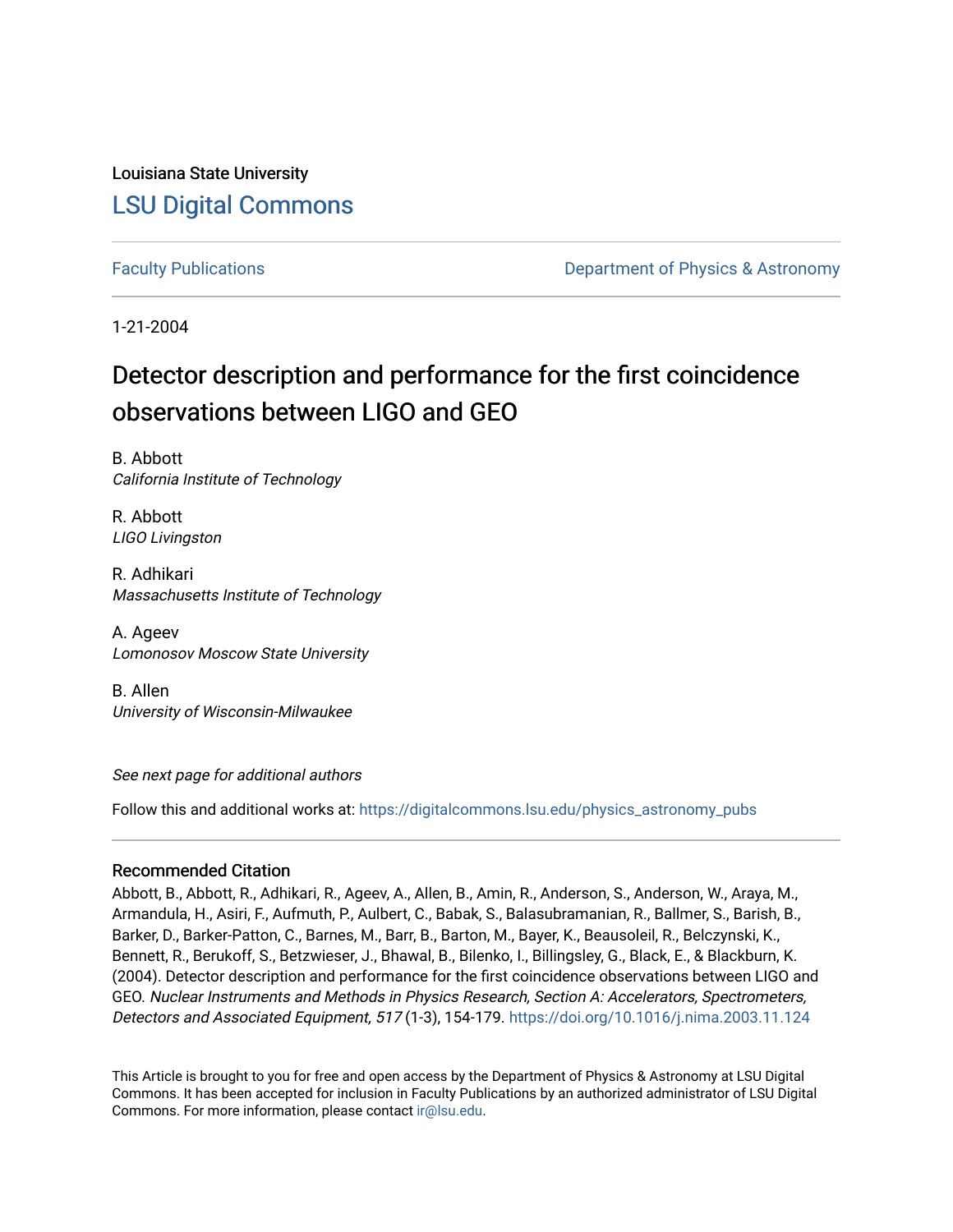Louisiana State University

# LSU Digital Commons

Faculty Publications

Department of Physics & Astronomy

1-21-2004

# Detector description and performance for the first coincidence observations between LIGO and GEO

B. Abbott
*California Institute of Technology*

R. Abbott
*LIGO Livingston*

R. Adhikari
*Massachusetts Institute of Technology*

A. Ageev
*Lomonosov Moscow State University*

B. Allen
*University of Wisconsin-Milwaukee*

*See next page for additional authors*

Follow this and additional works at: https://digitalcommons.lsu.edu/physics_astronomy_pubs

## Recommended Citation

Abbott, B., Abbott, R., Adhikari, R., Ageev, A., Allen, B., Amin, R., Anderson, S., Anderson, W., Araya, M., Armandula, H., Asiri, F., Aufmuth, P., Aulbert, C., Babak, S., Balasubramanian, R., Ballmer, S., Barish, B., Barker, D., Barker-Patton, C., Barnes, M., Barr, B., Barton, M., Bayer, K., Beausoleil, R., Belczynski, K., Bennett, R., Berukoff, S., Betzwieser, J., Bhawal, B., Bilenko, I., Billingsley, G., Black, E., & Blackburn, K. (2004). Detector description and performance for the first coincidence observations between LIGO and GEO. *Nuclear Instruments and Methods in Physics Research, Section A: Accelerators, Spectrometers, Detectors and Associated Equipment, 517* (1-3), 154-179. https://doi.org/10.1016/j.nima.2003.11.124

This Article is brought to you for free and open access by the Department of Physics & Astronomy at LSU Digital Commons. It has been accepted for inclusion in Faculty Publications by an authorized administrator of LSU Digital Commons. For more information, please contact ir@lsu.edu.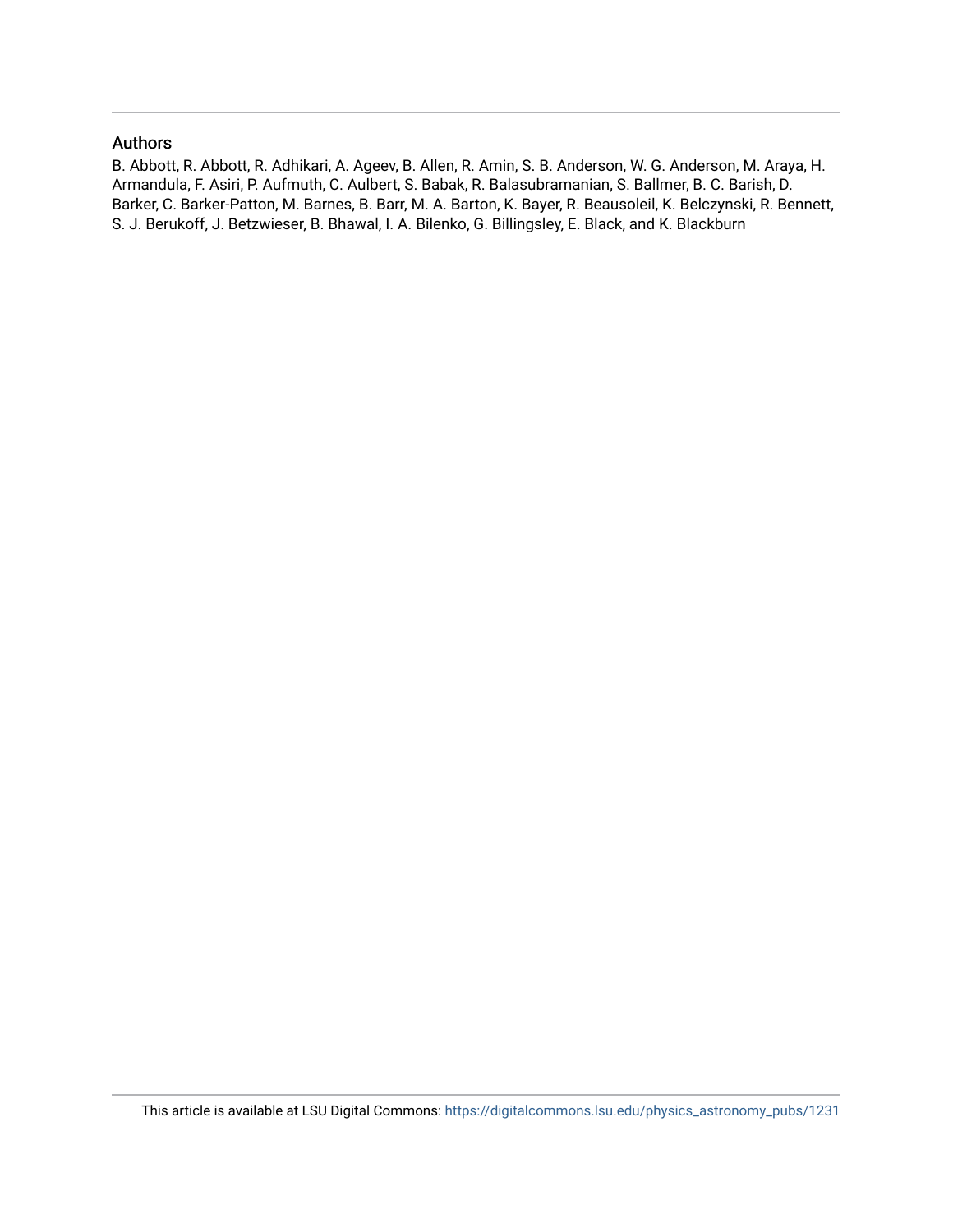## Authors

B. Abbott, R. Abbott, R. Adhikari, A. Ageev, B. Allen, R. Amin, S. B. Anderson, W. G. Anderson, M. Araya, H. Armandula, F. Asiri, P. Aufmuth, C. Aulbert, S. Babak, R. Balasubramanian, S. Ballmer, B. C. Barish, D. Barker, C. Barker-Patton, M. Barnes, B. Barr, M. A. Barton, K. Bayer, R. Beausoleil, K. Belczynski, R. Bennett, S. J. Berukoff, J. Betzwieser, B. Bhawal, I. A. Bilenko, G. Billingsley, E. Black, and K. Blackburn

This article is available at LSU Digital Commons: https://digitalcommons.lsu.edu/physics_astronomy_pubs/1231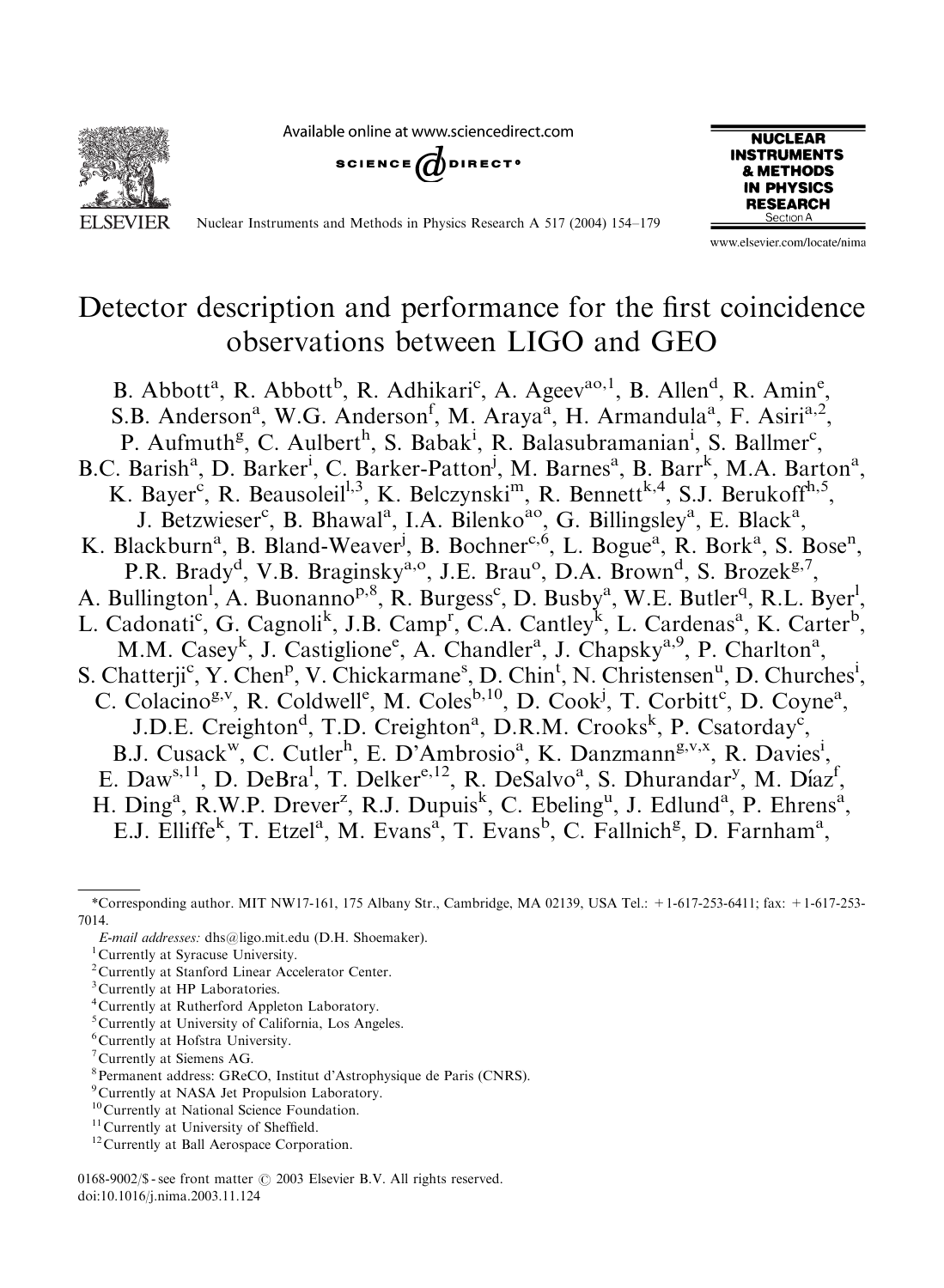# Detector description and performance for the first coincidence observations between LIGO and GEO

B. Abbott[a], R. Abbott[b], R. Adhikari[c], A. Ageev[ao,1], B. Allen[d], R. Amin[e], S.B. Anderson[a], W.G. Anderson[f], M. Araya[a], H. Armandula[a], F. Asiri[a,2], P. Aufmuth[g], C. Aulbert[h], S. Babak[i], R. Balasubramanian[i], S. Ballmer[c], B.C. Barish[a], D. Barker[i], C. Barker-Patton[j], M. Barnes[a], B. Barr[k], M.A. Barton[a], K. Bayer[c], R. Beausoleil[l,3], K. Belczynski[m], R. Bennett[k,4], S.J. Berukoff[h,5], J. Betzwieser[c], B. Bhawal[a], I.A. Bilenko[ao], G. Billingsley[a], E. Black[a], K. Blackburn[a], B. Bland-Weaver[j], B. Bochner[c,6], L. Bogue[a], R. Bork[a], S. Bose[n], P.R. Brady[d], V.B. Braginsky[a,o], J.E. Brau[o], D.A. Brown[d], S. Brozek[g,7], A. Bullington[l], A. Buonanno[p,8], R. Burgess[c], D. Busby[a], W.E. Butler[q], R.L. Byer[l], L. Cadonati[c], G. Cagnoli[k], J.B. Camp[r], C.A. Cantley[k], L. Cardenas[a], K. Carter[b], M.M. Casey[k], J. Castiglione[e], A. Chandler[a], J. Chapsky[a,9], P. Charlton[a], S. Chatterji[c], Y. Chen[p], V. Chickarmane[s], D. Chin[t], N. Christensen[u], D. Churches[i], C. Colacino[g,v], R. Coldwell[e], M. Coles[b,10], D. Cook[j], T. Corbitt[c], D. Coyne[a], J.D.E. Creighton[d], T.D. Creighton[a], D.R.M. Crooks[k], P. Csatorday[c], B.J. Cusack[w], C. Cutler[h], E. D'Ambrosio[a], K. Danzmann[g,v,x], R. Davies[i], E. Daw[s,11], D. DeBra[l], T. Delker[e,12], R. DeSalvo[a], S. Dhurandar[y], M. Díaz[f], H. Ding[a], R.W.P. Drever[z], R.J. Dupuis[k], C. Ebeling[u], J. Edlund[a], P. Ehrens[a], E.J. Elliffe[k], T. Etzel[a], M. Evans[a], T. Evans[b], C. Fallnich[g], D. Farnham[a],

---

*Corresponding author. MIT NW17-161, 175 Albany Str., Cambridge, MA 02139, USA Tel.: +1-617-253-6411; fax: +1-617-253-7014.

*E-mail addresses:* dhs@ligo.mit.edu (D.H. Shoemaker).

[1] Currently at Syracuse University.
[2] Currently at Stanford Linear Accelerator Center.
[3] Currently at HP Laboratories.
[4] Currently at Rutherford Appleton Laboratory.
[5] Currently at University of California, Los Angeles.
[6] Currently at Hofstra University.
[7] Currently at Siemens AG.
[8] Permanent address: GReCO, Institut d'Astrophysique de Paris (CNRS).
[9] Currently at NASA Jet Propulsion Laboratory.
[10] Currently at National Science Foundation.
[11] Currently at University of Sheffield.
[12] Currently at Ball Aerospace Corporation.

0168-9002/$ - see front matter © 2003 Elsevier B.V. All rights reserved.
doi:10.1016/j.nima.2003.11.124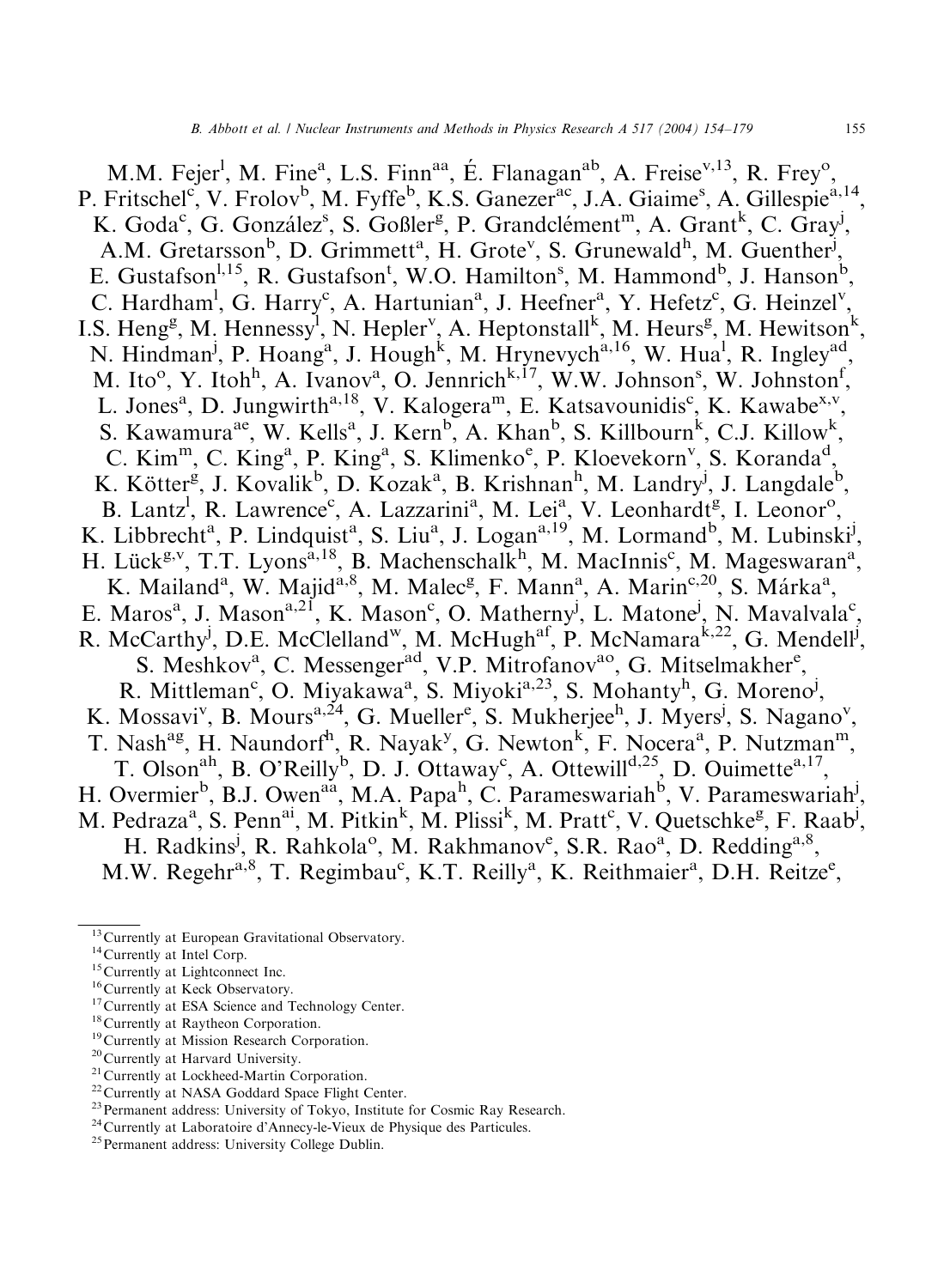M.M. Fejer[l], M. Fine[a], L.S. Finn[aa], É. Flanagan[ab], A. Freise[v,13], R. Frey[o], P. Fritschel[c], V. Frolov[b], M. Fyffe[b], K.S. Ganezer[ac], J.A. Giaime[s], A. Gillespie[a,14], K. Goda[c], G. González[s], S. Goßler[g], P. Grandclément[m], A. Grant[k], C. Gray[j], A.M. Gretarsson[b], D. Grimmett[a], H. Grote[v], S. Grunewald[h], M. Guenther[j], E. Gustafson[l,15], R. Gustafson[t], W.O. Hamilton[s], M. Hammond[b], J. Hanson[b], C. Hardham[l], G. Harry[c], A. Hartunian[a], J. Heefner[a], Y. Hefetz[c], G. Heinzel[v], I.S. Heng[g], M. Hennessy[l], N. Hepler[v], A. Heptonstall[k], M. Heurs[g], M. Hewitson[k], N. Hindman[j], P. Hoang[a], J. Hough[k], M. Hrynevych[a,16], W. Hua[l], R. Ingley[ad], M. Ito[o], Y. Itoh[h], A. Ivanov[a], O. Jennrich[k,17], W.W. Johnson[s], W. Johnston[f], L. Jones[a], D. Jungwirth[a,18], V. Kalogera[m], E. Katsavounidis[c], K. Kawabe[x,v], S. Kawamura[ae], W. Kells[a], J. Kern[b], A. Khan[b], S. Killbourn[k], C.J. Killow[k], C. Kim[m], C. King[a], P. King[a], S. Klimenko[e], P. Kloevekorn[v], S. Koranda[d], K. Kötter[g], J. Kovalik[b], D. Kozak[a], B. Krishnan[h], M. Landry[j], J. Langdale[b], B. Lantz[l], R. Lawrence[c], A. Lazzarini[a], M. Lei[a], V. Leonhardt[g], I. Leonor[o], K. Libbrecht[a], P. Lindquist[a], S. Liu[a], J. Logan[a,19], M. Lormand[b], M. Lubinski[j], H. Lück[g,v], T.T. Lyons[a,18], B. Machenschalk[h], M. MacInnis[c], M. Mageswaran[a], K. Mailand[a], W. Majid[a,8], M. Malec[g], F. Mann[a], A. Marin[c,20], S. Márka[a], E. Maros[a], J. Mason[a,21], K. Mason[c], O. Matherny[j], L. Matone[j], N. Mavalvala[c], R. McCarthy[j], D.E. McClelland[w], M. McHugh[af], P. McNamara[k,22], G. Mendell[j], S. Meshkov[a], C. Messenger[ad], V.P. Mitrofanov[ao], G. Mitselmakher[e], R. Mittleman[c], O. Miyakawa[a], S. Miyoki[a,23], S. Mohanty[h], G. Moreno[j], K. Mossavi[v], B. Mours[a,24], G. Mueller[e], S. Mukherjee[h], J. Myers[j], S. Nagano[v], T. Nash[ag], H. Naundorf[h], R. Nayak[y], G. Newton[k], F. Nocera[a], P. Nutzman[m], T. Olson[ah], B. O'Reilly[b], D. J. Ottaway[c], A. Ottewill[d,25], D. Ouimette[a,17], H. Overmier[b], B.J. Owen[aa], M.A. Papa[h], C. Parameswariah[b], V. Parameswariah[j], M. Pedraza[a], S. Penn[ai], M. Pitkin[k], M. Plissi[k], M. Pratt[c], V. Quetschke[g], F. Raab[j], H. Radkins[j], R. Rahkola[o], M. Rakhmanov[e], S.R. Rao[a], D. Redding[a,8], M.W. Regehr[a,8], T. Regimbau[c], K.T. Reilly[a], K. Reithmaier[a], D.H. Reitze[e],

---

[13] Currently at European Gravitational Observatory.

[14] Currently at Intel Corp.

[15] Currently at Lightconnect Inc.

[16] Currently at Keck Observatory.

[17] Currently at ESA Science and Technology Center.

[18] Currently at Raytheon Corporation.

[19] Currently at Mission Research Corporation.

[20] Currently at Harvard University.

[21] Currently at Lockheed-Martin Corporation.

[22] Currently at NASA Goddard Space Flight Center.

[23] Permanent address: University of Tokyo, Institute for Cosmic Ray Research.

[24] Currently at Laboratoire d'Annecy-le-Vieux de Physique des Particules.

[25] Permanent address: University College Dublin.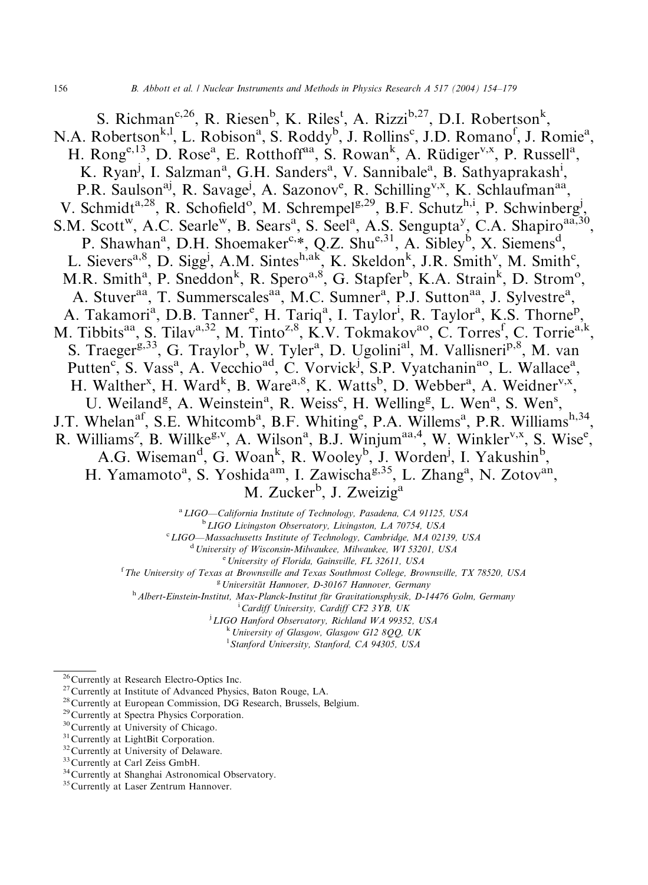S. Richman[c,26], R. Riesen[b], K. Riles[t], A. Rizzi[b,27], D.I. Robertson[k], N.A. Robertson[k,l], L. Robison[a], S. Roddy[b], J. Rollins[c], J.D. Romano[f], J. Romie[a], H. Rong[e,13], D. Rose[a], E. Rotthoff[aa], S. Rowan[k], A. Rüdiger[v,x], P. Russell[a], K. Ryan[j], I. Salzman[a], G.H. Sanders[a], V. Sannibale[a], B. Sathyaprakash[i], P.R. Saulson[aj], R. Savage[j], A. Sazonov[e], R. Schilling[v,x], K. Schlaufman[aa], V. Schmidt[a,28], R. Schofield[o], M. Schrempel[g,29], B.F. Schutz[h,i], P. Schwinberg[j], S.M. Scott[w], A.C. Searle[w], B. Sears[a], S. Seel[a], A.S. Sengupta[y], C.A. Shapiro[aa,30], P. Shawhan[a], D.H. Shoemaker[c,*], Q.Z. Shu[e,31], A. Sibley[b], X. Siemens[d], L. Sievers[a,8], D. Sigg[j], A.M. Sintes[h,ak], K. Skeldon[k], J.R. Smith[v], M. Smith[c], M.R. Smith[a], P. Sneddon[k], R. Spero[a,8], G. Stapfer[b], K.A. Strain[k], D. Strom[o], A. Stuver[aa], T. Summerscales[aa], M.C. Sumner[a], P.J. Sutton[aa], J. Sylvestre[a], A. Takamori[a], D.B. Tanner[e], H. Tariq[a], I. Taylor[i], R. Taylor[a], K.S. Thorne[p], M. Tibbits[aa], S. Tilav[a,32], M. Tinto[z,8], K.V. Tokmakov[ao], C. Torres[f], C. Torrie[a,k], S. Traeger[g,33], G. Traylor[b], W. Tyler[a], D. Ugolini[al], M. Vallisneri[p,8], M. van Putten[c], S. Vass[a], A. Vecchio[ad], C. Vorvick[j], S.P. Vyatchanin[ao], L. Wallace[a], H. Walther[x], H. Ward[k], B. Ware[a,8], K. Watts[b], D. Webber[a], A. Weidner[v,x], U. Weiland[g], A. Weinstein[a], R. Weiss[c], H. Welling[g], L. Wen[a], S. Wen[s], J.T. Whelan[af], S.E. Whitcomb[a], B.F. Whiting[e], P.A. Willems[a], P.R. Williams[h,34], R. Williams[z], B. Willke[g,v], A. Wilson[a], B.J. Winjum[aa,4], W. Winkler[v,x], S. Wise[e], A.G. Wiseman[d], G. Woan[k], R. Wooley[b], J. Worden[j], I. Yakushin[b], H. Yamamoto[a], S. Yoshida[am], I. Zawischa[g,35], L. Zhang[a], N. Zotov[an], M. Zucker[b], J. Zweizig[a]

[a] LIGO—California Institute of Technology, Pasadena, CA 91125, USA
[b] LIGO Livingston Observatory, Livingston, LA 70754, USA
[c] LIGO—Massachusetts Institute of Technology, Cambridge, MA 02139, USA
[d] University of Wisconsin-Milwaukee, Milwaukee, WI 53201, USA
[e] University of Florida, Gainsville, FL 32611, USA
[f] The University of Texas at Brownsville and Texas Southmost College, Brownsville, TX 78520, USA
[g] Universität Hannover, D-30167 Hannover, Germany
[h] Albert-Einstein-Institut, Max-Planck-Institut für Gravitationsphysik, D-14476 Golm, Germany
[i] Cardiff University, Cardiff CF2 3YB, UK
[j] LIGO Hanford Observatory, Richland WA 99352, USA
[k] University of Glasgow, Glasgow G12 8QQ, UK
[l] Stanford University, Stanford, CA 94305, USA

[26] Currently at Research Electro-Optics Inc.
[27] Currently at Institute of Advanced Physics, Baton Rouge, LA.
[28] Currently at European Commission, DG Research, Brussels, Belgium.
[29] Currently at Spectra Physics Corporation.
[30] Currently at University of Chicago.
[31] Currently at LightBit Corporation.
[32] Currently at University of Delaware.
[33] Currently at Carl Zeiss GmbH.
[34] Currently at Shanghai Astronomical Observatory.
[35] Currently at Laser Zentrum Hannover.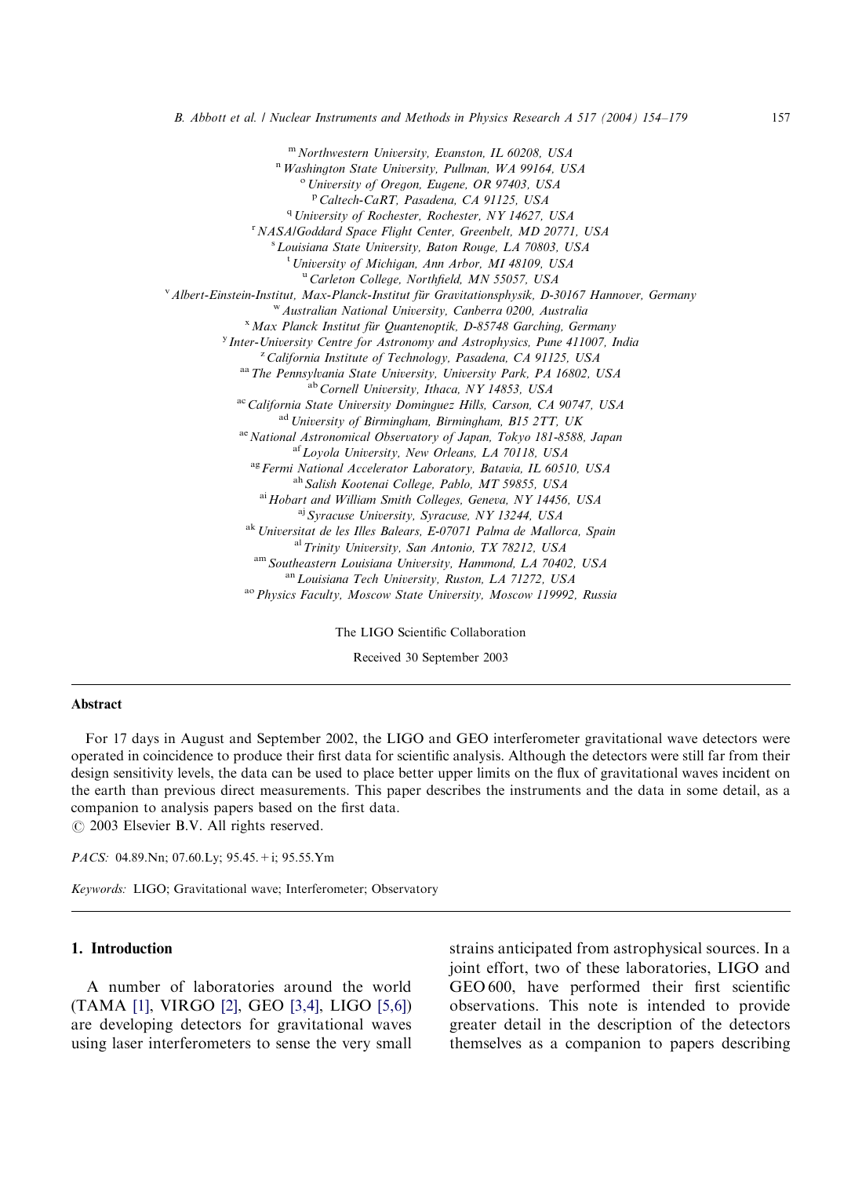[m] Northwestern University, Evanston, IL 60208, USA
[n] Washington State University, Pullman, WA 99164, USA
[o] University of Oregon, Eugene, OR 97403, USA
[p] Caltech-CaRT, Pasadena, CA 91125, USA
[q] University of Rochester, Rochester, NY 14627, USA
[r] NASA/Goddard Space Flight Center, Greenbelt, MD 20771, USA
[s] Louisiana State University, Baton Rouge, LA 70803, USA
[t] University of Michigan, Ann Arbor, MI 48109, USA
[u] Carleton College, Northfield, MN 55057, USA
[v] Albert-Einstein-Institut, Max-Planck-Institut für Gravitationsphysik, D-30167 Hannover, Germany
[w] Australian National University, Canberra 0200, Australia
[x] Max Planck Institut für Quantenoptik, D-85748 Garching, Germany
[y] Inter-University Centre for Astronomy and Astrophysics, Pune 411007, India
[z] California Institute of Technology, Pasadena, CA 91125, USA
[aa] The Pennsylvania State University, University Park, PA 16802, USA
[ab] Cornell University, Ithaca, NY 14853, USA
[ac] California State University Dominguez Hills, Carson, CA 90747, USA
[ad] University of Birmingham, Birmingham, B15 2TT, UK
[ae] National Astronomical Observatory of Japan, Tokyo 181-8588, Japan
[af] Loyola University, New Orleans, LA 70118, USA
[ag] Fermi National Accelerator Laboratory, Batavia, IL 60510, USA
[ah] Salish Kootenai College, Pablo, MT 59855, USA
[ai] Hobart and William Smith Colleges, Geneva, NY 14456, USA
[aj] Syracuse University, Syracuse, NY 13244, USA
[ak] Universitat de les Illes Balears, E-07071 Palma de Mallorca, Spain
[al] Trinity University, San Antonio, TX 78212, USA
[am] Southeastern Louisiana University, Hammond, LA 70402, USA
[an] Louisiana Tech University, Ruston, LA 71272, USA
[ao] Physics Faculty, Moscow State University, Moscow 119992, Russia

The LIGO Scientific Collaboration

Received 30 September 2003

**Abstract**

For 17 days in August and September 2002, the LIGO and GEO interferometer gravitational wave detectors were operated in coincidence to produce their first data for scientific analysis. Although the detectors were still far from their design sensitivity levels, the data can be used to place better upper limits on the flux of gravitational waves incident on the earth than previous direct measurements. This paper describes the instruments and the data in some detail, as a companion to analysis papers based on the first data.
© 2003 Elsevier B.V. All rights reserved.

*PACS:* 04.89.Nn; 07.60.Ly; 95.45.+i; 95.55.Ym

*Keywords:* LIGO; Gravitational wave; Interferometer; Observatory

## 1. Introduction

A number of laboratories around the world (TAMA [1], VIRGO [2], GEO [3,4], LIGO [5,6]) are developing detectors for gravitational waves using laser interferometers to sense the very small strains anticipated from astrophysical sources. In a joint effort, two of these laboratories, LIGO and GEO 600, have performed their first scientific observations. This note is intended to provide greater detail in the description of the detectors themselves as a companion to papers describing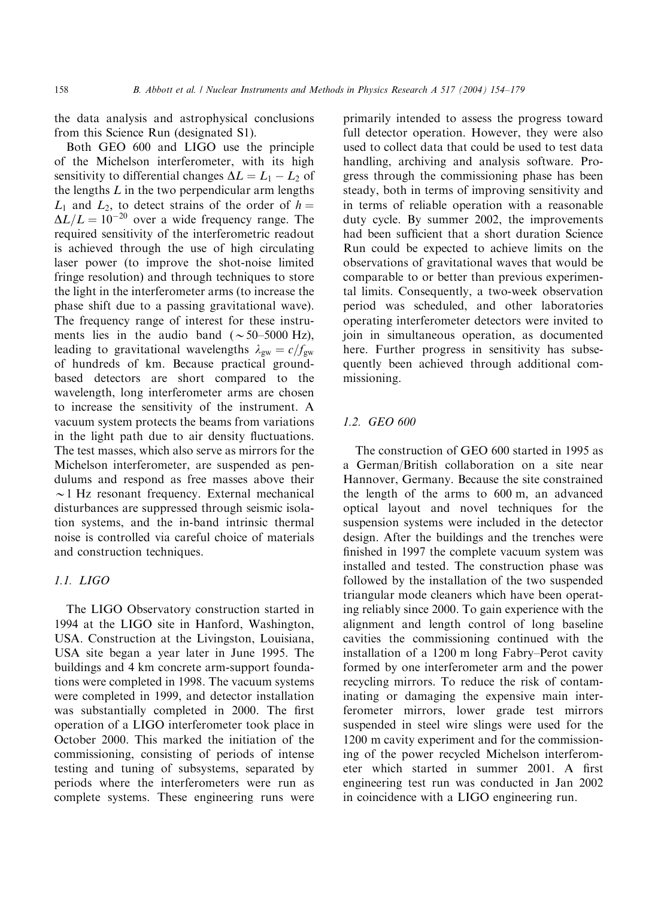the data analysis and astrophysical conclusions from this Science Run (designated S1).

Both GEO 600 and LIGO use the principle of the Michelson interferometer, with its high sensitivity to differential changes $\Delta L = L_1 - L_2$ of the lengths $L$ in the two perpendicular arm lengths $L_1$ and $L_2$, to detect strains of the order of $h = \Delta L/L = 10^{-20}$ over a wide frequency range. The required sensitivity of the interferometric readout is achieved through the use of high circulating laser power (to improve the shot-noise limited fringe resolution) and through techniques to store the light in the interferometer arms (to increase the phase shift due to a passing gravitational wave). The frequency range of interest for these instruments lies in the audio band ($\sim$50–5000 Hz), leading to gravitational wavelengths $\lambda_{gw} = c/f_{gw}$ of hundreds of km. Because practical ground-based detectors are short compared to the wavelength, long interferometer arms are chosen to increase the sensitivity of the instrument. A vacuum system protects the beams from variations in the light path due to air density fluctuations. The test masses, which also serve as mirrors for the Michelson interferometer, are suspended as pendulums and respond as free masses above their $\sim$1 Hz resonant frequency. External mechanical disturbances are suppressed through seismic isolation systems, and the in-band intrinsic thermal noise is controlled via careful choice of materials and construction techniques.

### 1.1. LIGO

The LIGO Observatory construction started in 1994 at the LIGO site in Hanford, Washington, USA. Construction at the Livingston, Louisiana, USA site began a year later in June 1995. The buildings and 4 km concrete arm-support foundations were completed in 1998. The vacuum systems were completed in 1999, and detector installation was substantially completed in 2000. The first operation of a LIGO interferometer took place in October 2000. This marked the initiation of the commissioning, consisting of periods of intense testing and tuning of subsystems, separated by periods where the interferometers were run as complete systems. These engineering runs were primarily intended to assess the progress toward full detector operation. However, they were also used to collect data that could be used to test data handling, archiving and analysis software. Progress through the commissioning phase has been steady, both in terms of improving sensitivity and in terms of reliable operation with a reasonable duty cycle. By summer 2002, the improvements had been sufficient that a short duration Science Run could be expected to achieve limits on the observations of gravitational waves that would be comparable to or better than previous experimental limits. Consequently, a two-week observation period was scheduled, and other laboratories operating interferometer detectors were invited to join in simultaneous operation, as documented here. Further progress in sensitivity has subsequently been achieved through additional commissioning.

### 1.2. GEO 600

The construction of GEO 600 started in 1995 as a German/British collaboration on a site near Hannover, Germany. Because the site constrained the length of the arms to 600 m, an advanced optical layout and novel techniques for the suspension systems were included in the detector design. After the buildings and the trenches were finished in 1997 the complete vacuum system was installed and tested. The construction phase was followed by the installation of the two suspended triangular mode cleaners which have been operating reliably since 2000. To gain experience with the alignment and length control of long baseline cavities the commissioning continued with the installation of a 1200 m long Fabry–Perot cavity formed by one interferometer arm and the power recycling mirrors. To reduce the risk of contaminating or damaging the expensive main interferometer mirrors, lower grade test mirrors suspended in steel wire slings were used for the 1200 m cavity experiment and for the commissioning of the power recycled Michelson interferometer which started in summer 2001. A first engineering test run was conducted in Jan 2002 in coincidence with a LIGO engineering run.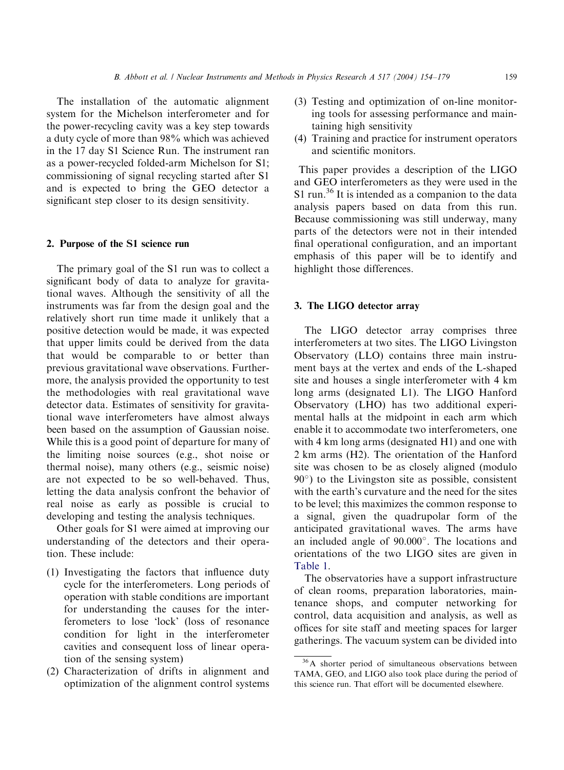The installation of the automatic alignment system for the Michelson interferometer and for the power-recycling cavity was a key step towards a duty cycle of more than 98% which was achieved in the 17 day S1 Science Run. The instrument ran as a power-recycled folded-arm Michelson for S1; commissioning of signal recycling started after S1 and is expected to bring the GEO detector a significant step closer to its design sensitivity.

## 2. Purpose of the S1 science run

The primary goal of the S1 run was to collect a significant body of data to analyze for gravitational waves. Although the sensitivity of all the instruments was far from the design goal and the relatively short run time made it unlikely that a positive detection would be made, it was expected that upper limits could be derived from the data that would be comparable to or better than previous gravitational wave observations. Furthermore, the analysis provided the opportunity to test the methodologies with real gravitational wave detector data. Estimates of sensitivity for gravitational wave interferometers have almost always been based on the assumption of Gaussian noise. While this is a good point of departure for many of the limiting noise sources (e.g., shot noise or thermal noise), many others (e.g., seismic noise) are not expected to be so well-behaved. Thus, letting the data analysis confront the behavior of real noise as early as possible is crucial to developing and testing the analysis techniques.

Other goals for S1 were aimed at improving our understanding of the detectors and their operation. These include:

1. Investigating the factors that influence duty cycle for the interferometers. Long periods of operation with stable conditions are important for understanding the causes for the interferometers to lose 'lock' (loss of resonance condition for light in the interferometer cavities and consequent loss of linear operation of the sensing system)
2. Characterization of drifts in alignment and optimization of the alignment control systems
3. Testing and optimization of on-line monitoring tools for assessing performance and maintaining high sensitivity
4. Training and practice for instrument operators and scientific monitors.

This paper provides a description of the LIGO and GEO interferometers as they were used in the S1 run.[36] It is intended as a companion to the data analysis papers based on data from this run. Because commissioning was still underway, many parts of the detectors were not in their intended final operational configuration, and an important emphasis of this paper will be to identify and highlight those differences.

## 3. The LIGO detector array

The LIGO detector array comprises three interferometers at two sites. The LIGO Livingston Observatory (LLO) contains three main instrument bays at the vertex and ends of the L-shaped site and houses a single interferometer with 4 km long arms (designated L1). The LIGO Hanford Observatory (LHO) has two additional experimental halls at the midpoint in each arm which enable it to accommodate two interferometers, one with 4 km long arms (designated H1) and one with 2 km arms (H2). The orientation of the Hanford site was chosen to be as closely aligned (modulo $90^\circ$) to the Livingston site as possible, consistent with the earth's curvature and the need for the sites to be level; this maximizes the common response to a signal, given the quadrupolar form of the anticipated gravitational waves. The arms have an included angle of $90.000^\circ$. The locations and orientations of the two LIGO sites are given in Table 1.

The observatories have a support infrastructure of clean rooms, preparation laboratories, maintenance shops, and computer networking for control, data acquisition and analysis, as well as offices for site staff and meeting spaces for larger gatherings. The vacuum system can be divided into

[36] A shorter period of simultaneous observations between TAMA, GEO, and LIGO also took place during the period of this science run. That effort will be documented elsewhere.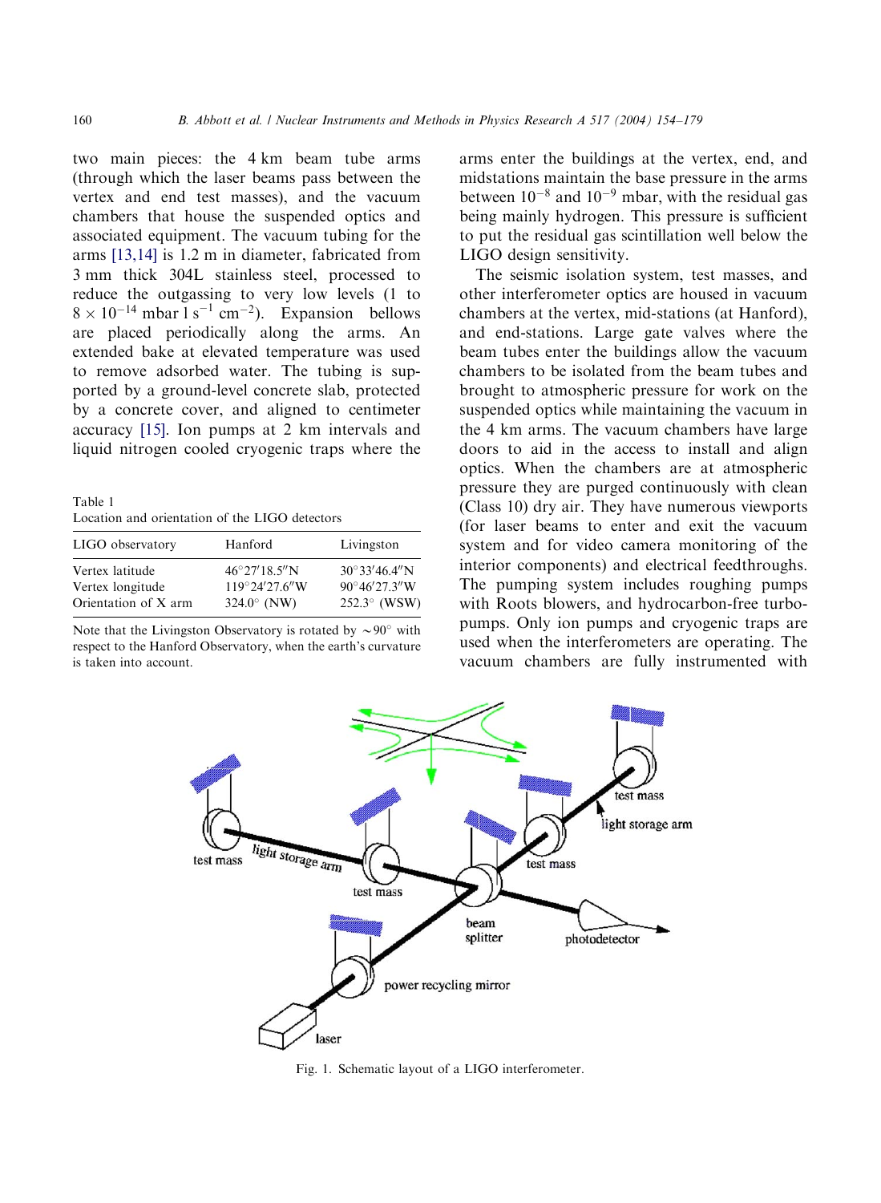two main pieces: the 4 km beam tube arms (through which the laser beams pass between the vertex and end test masses), and the vacuum chambers that house the suspended optics and associated equipment. The vacuum tubing for the arms [13,14] is 1.2 m in diameter, fabricated from 3 mm thick 304L stainless steel, processed to reduce the outgassing to very low levels (1 to $8 \times 10^{-14}$ mbar l s$^{-1}$ cm$^{-2}$). Expansion bellows are placed periodically along the arms. An extended bake at elevated temperature was used to remove adsorbed water. The tubing is supported by a ground-level concrete slab, protected by a concrete cover, and aligned to centimeter accuracy [15]. Ion pumps at 2 km intervals and liquid nitrogen cooled cryogenic traps where the arms enter the buildings at the vertex, end, and midstations maintain the base pressure in the arms between $10^{-8}$ and $10^{-9}$ mbar, with the residual gas being mainly hydrogen. This pressure is sufficient to put the residual gas scintillation well below the LIGO design sensitivity.

Table 1
Location and orientation of the LIGO detectors

| LIGO observatory | Hanford | Livingston |
|---|---|---|
| Vertex latitude | 46°27′18.5″N | 30°33′46.4″N |
| Vertex longitude | 119°24′27.6″W | 90°46′27.3″W |
| Orientation of X arm | 324.0° (NW) | 252.3° (WSW) |

Note that the Livingston Observatory is rotated by ~90° with respect to the Hanford Observatory, when the earth's curvature is taken into account.

The seismic isolation system, test masses, and other interferometer optics are housed in vacuum chambers at the vertex, mid-stations (at Hanford), and end-stations. Large gate valves where the beam tubes enter the buildings allow the vacuum chambers to be isolated from the beam tubes and brought to atmospheric pressure for work on the suspended optics while maintaining the vacuum in the 4 km arms. The vacuum chambers have large doors to aid in the access to install and align optics. When the chambers are at atmospheric pressure they are purged continuously with clean (Class 10) dry air. They have numerous viewports (for laser beams to enter and exit the vacuum system and for video camera monitoring of the interior components) and electrical feedthroughs. The pumping system includes roughing pumps with Roots blowers, and hydrocarbon-free turbopumps. Only ion pumps and cryogenic traps are used when the interferometers are operating. The vacuum chambers are fully instrumented with

Fig. 1. Schematic layout of a LIGO interferometer.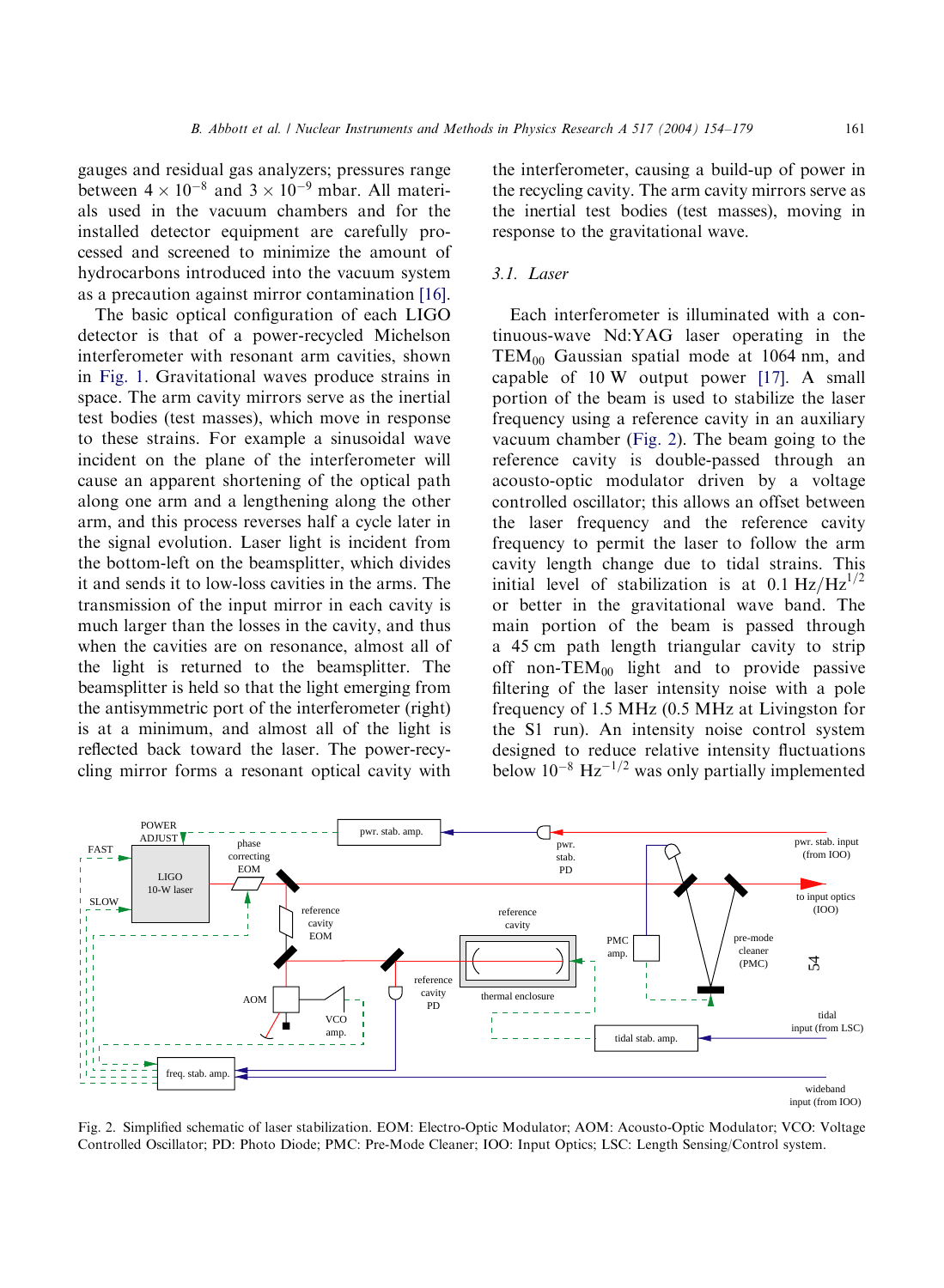gauges and residual gas analyzers; pressures range between $4 \times 10^{-8}$ and $3 \times 10^{-9}$ mbar. All materials used in the vacuum chambers and for the installed detector equipment are carefully processed and screened to minimize the amount of hydrocarbons introduced into the vacuum system as a precaution against mirror contamination [16].

The basic optical configuration of each LIGO detector is that of a power-recycled Michelson interferometer with resonant arm cavities, shown in Fig. 1. Gravitational waves produce strains in space. The arm cavity mirrors serve as the inertial test bodies (test masses), which move in response to these strains. For example a sinusoidal wave incident on the plane of the interferometer will cause an apparent shortening of the optical path along one arm and a lengthening along the other arm, and this process reverses half a cycle later in the signal evolution. Laser light is incident from the bottom-left on the beamsplitter, which divides it and sends it to low-loss cavities in the arms. The transmission of the input mirror in each cavity is much larger than the losses in the cavity, and thus when the cavities are on resonance, almost all of the light is returned to the beamsplitter. The beamsplitter is held so that the light emerging from the antisymmetric port of the interferometer (right) is at a minimum, and almost all of the light is reflected back toward the laser. The power-recycling mirror forms a resonant optical cavity with the interferometer, causing a build-up of power in the recycling cavity. The arm cavity mirrors serve as the inertial test bodies (test masses), moving in response to the gravitational wave.

### 3.1. Laser

Each interferometer is illuminated with a continuous-wave Nd:YAG laser operating in the $TEM_{00}$ Gaussian spatial mode at 1064 nm, and capable of 10 W output power [17]. A small portion of the beam is used to stabilize the laser frequency using a reference cavity in an auxiliary vacuum chamber (Fig. 2). The beam going to the reference cavity is double-passed through an acousto-optic modulator driven by a voltage controlled oscillator; this allows an offset between the laser frequency and the reference cavity frequency to permit the laser to follow the arm cavity length change due to tidal strains. This initial level of stabilization is at $0.1\ \mathrm{Hz/Hz^{1/2}}$ or better in the gravitational wave band. The main portion of the beam is passed through a 45 cm path length triangular cavity to strip off non-$TEM_{00}$ light and to provide passive filtering of the laser intensity noise with a pole frequency of 1.5 MHz (0.5 MHz at Livingston for the S1 run). An intensity noise control system designed to reduce relative intensity fluctuations below $10^{-8}\ \mathrm{Hz^{-1/2}}$ was only partially implemented

Fig. 2. Simplified schematic of laser stabilization. EOM: Electro-Optic Modulator; AOM: Acousto-Optic Modulator; VCO: Voltage Controlled Oscillator; PD: Photo Diode; PMC: Pre-Mode Cleaner; IOO: Input Optics; LSC: Length Sensing/Control system.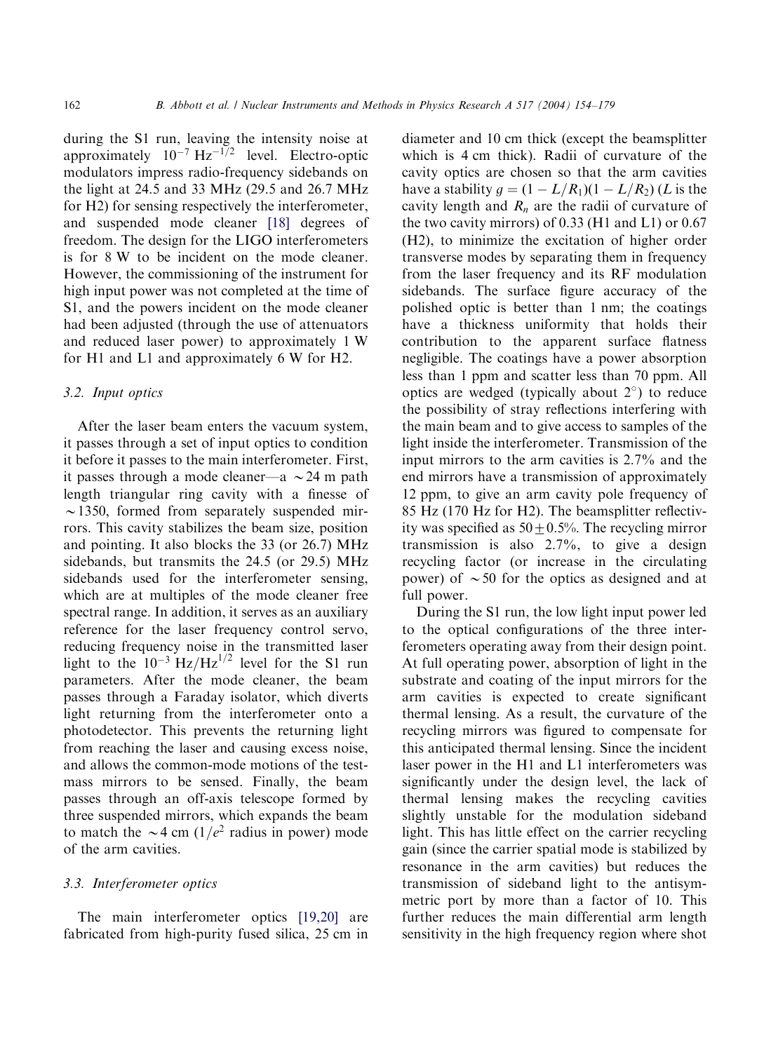during the S1 run, leaving the intensity noise at approximately $10^{-7}\ \mathrm{Hz}^{-1/2}$ level. Electro-optic modulators impress radio-frequency sidebands on the light at 24.5 and 33 MHz (29.5 and 26.7 MHz for H2) for sensing respectively the interferometer, and suspended mode cleaner [18] degrees of freedom. The design for the LIGO interferometers is for 8 W to be incident on the mode cleaner. However, the commissioning of the instrument for high input power was not completed at the time of S1, and the powers incident on the mode cleaner had been adjusted (through the use of attenuators and reduced laser power) to approximately 1 W for H1 and L1 and approximately 6 W for H2.

### 3.2. Input optics

After the laser beam enters the vacuum system, it passes through a set of input optics to condition it before it passes to the main interferometer. First, it passes through a mode cleaner—a $\sim$24 m path length triangular ring cavity with a finesse of $\sim$1350, formed from separately suspended mirrors. This cavity stabilizes the beam size, position and pointing. It also blocks the 33 (or 26.7) MHz sidebands, but transmits the 24.5 (or 29.5) MHz sidebands used for the interferometer sensing, which are at multiples of the mode cleaner free spectral range. In addition, it serves as an auxiliary reference for the laser frequency control servo, reducing frequency noise in the transmitted laser light to the $10^{-3}\ \mathrm{Hz}/\mathrm{Hz}^{1/2}$ level for the S1 run parameters. After the mode cleaner, the beam passes through a Faraday isolator, which diverts light returning from the interferometer onto a photodetector. This prevents the returning light from reaching the laser and causing excess noise, and allows the common-mode motions of the test-mass mirrors to be sensed. Finally, the beam passes through an off-axis telescope formed by three suspended mirrors, which expands the beam to match the $\sim$4 cm ($1/e^2$ radius in power) mode of the arm cavities.

### 3.3. Interferometer optics

The main interferometer optics [19,20] are fabricated from high-purity fused silica, 25 cm in diameter and 10 cm thick (except the beamsplitter which is 4 cm thick). Radii of curvature of the cavity optics are chosen so that the arm cavities have a stability $g = (1 - L/R_1)(1 - L/R_2)$ ($L$ is the cavity length and $R_n$ are the radii of curvature of the two cavity mirrors) of 0.33 (H1 and L1) or 0.67 (H2), to minimize the excitation of higher order transverse modes by separating them in frequency from the laser frequency and its RF modulation sidebands. The surface figure accuracy of the polished optic is better than 1 nm; the coatings have a thickness uniformity that holds their contribution to the apparent surface flatness negligible. The coatings have a power absorption less than 1 ppm and scatter less than 70 ppm. All optics are wedged (typically about $2^\circ$) to reduce the possibility of stray reflections interfering with the main beam and to give access to samples of the light inside the interferometer. Transmission of the input mirrors to the arm cavities is 2.7% and the end mirrors have a transmission of approximately 12 ppm, to give an arm cavity pole frequency of 85 Hz (170 Hz for H2). The beamsplitter reflectivity was specified as $50 \pm 0.5\%$. The recycling mirror transmission is also 2.7%, to give a design recycling factor (or increase in the circulating power) of $\sim$50 for the optics as designed and at full power.

During the S1 run, the low light input power led to the optical configurations of the three interferometers operating away from their design point. At full operating power, absorption of light in the substrate and coating of the input mirrors for the arm cavities is expected to create significant thermal lensing. As a result, the curvature of the recycling mirrors was figured to compensate for this anticipated thermal lensing. Since the incident laser power in the H1 and L1 interferometers was significantly under the design level, the lack of thermal lensing makes the recycling cavities slightly unstable for the modulation sideband light. This has little effect on the carrier recycling gain (since the carrier spatial mode is stabilized by resonance in the arm cavities) but reduces the transmission of sideband light to the antisymmetric port by more than a factor of 10. This further reduces the main differential arm length sensitivity in the high frequency region where shot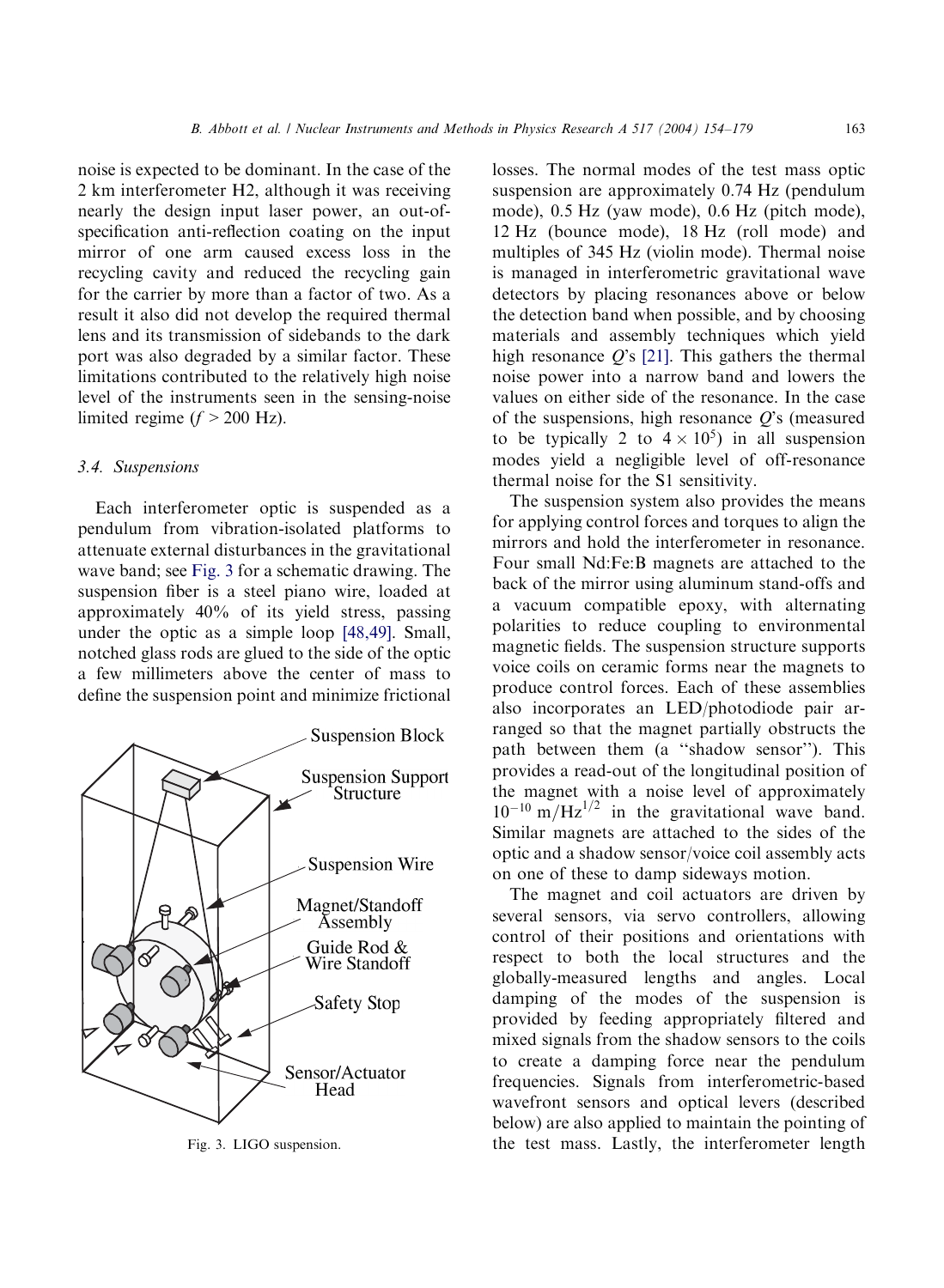noise is expected to be dominant. In the case of the 2 km interferometer H2, although it was receiving nearly the design input laser power, an out-of-specification anti-reflection coating on the input mirror of one arm caused excess loss in the recycling cavity and reduced the recycling gain for the carrier by more than a factor of two. As a result it also did not develop the required thermal lens and its transmission of sidebands to the dark port was also degraded by a similar factor. These limitations contributed to the relatively high noise level of the instruments seen in the sensing-noise limited regime ($f > 200$ Hz).

### 3.4. Suspensions

Each interferometer optic is suspended as a pendulum from vibration-isolated platforms to attenuate external disturbances in the gravitational wave band; see Fig. 3 for a schematic drawing. The suspension fiber is a steel piano wire, loaded at approximately 40% of its yield stress, passing under the optic as a simple loop [48,49]. Small, notched glass rods are glued to the side of the optic a few millimeters above the center of mass to define the suspension point and minimize frictional losses. The normal modes of the test mass optic suspension are approximately 0.74 Hz (pendulum mode), 0.5 Hz (yaw mode), 0.6 Hz (pitch mode), 12 Hz (bounce mode), 18 Hz (roll mode) and multiples of 345 Hz (violin mode). Thermal noise is managed in interferometric gravitational wave detectors by placing resonances above or below the detection band when possible, and by choosing materials and assembly techniques which yield high resonance $Q$'s [21]. This gathers the thermal noise power into a narrow band and lowers the values on either side of the resonance. In the case of the suspensions, high resonance $Q$'s (measured to be typically 2 to $4 \times 10^5$) in all suspension modes yield a negligible level of off-resonance thermal noise for the S1 sensitivity.

Fig. 3. LIGO suspension.

The suspension system also provides the means for applying control forces and torques to align the mirrors and hold the interferometer in resonance. Four small Nd:Fe:B magnets are attached to the back of the mirror using aluminum stand-offs and a vacuum compatible epoxy, with alternating polarities to reduce coupling to environmental magnetic fields. The suspension structure supports voice coils on ceramic forms near the magnets to produce control forces. Each of these assemblies also incorporates an LED/photodiode pair arranged so that the magnet partially obstructs the path between them (a "shadow sensor"). This provides a read-out of the longitudinal position of the magnet with a noise level of approximately $10^{-10}\ \mathrm{m/Hz^{1/2}}$ in the gravitational wave band. Similar magnets are attached to the sides of the optic and a shadow sensor/voice coil assembly acts on one of these to damp sideways motion.

The magnet and coil actuators are driven by several sensors, via servo controllers, allowing control of their positions and orientations with respect to both the local structures and the globally-measured lengths and angles. Local damping of the modes of the suspension is provided by feeding appropriately filtered and mixed signals from the shadow sensors to the coils to create a damping force near the pendulum frequencies. Signals from interferometric-based wavefront sensors and optical levers (described below) are also applied to maintain the pointing of the test mass. Lastly, the interferometer length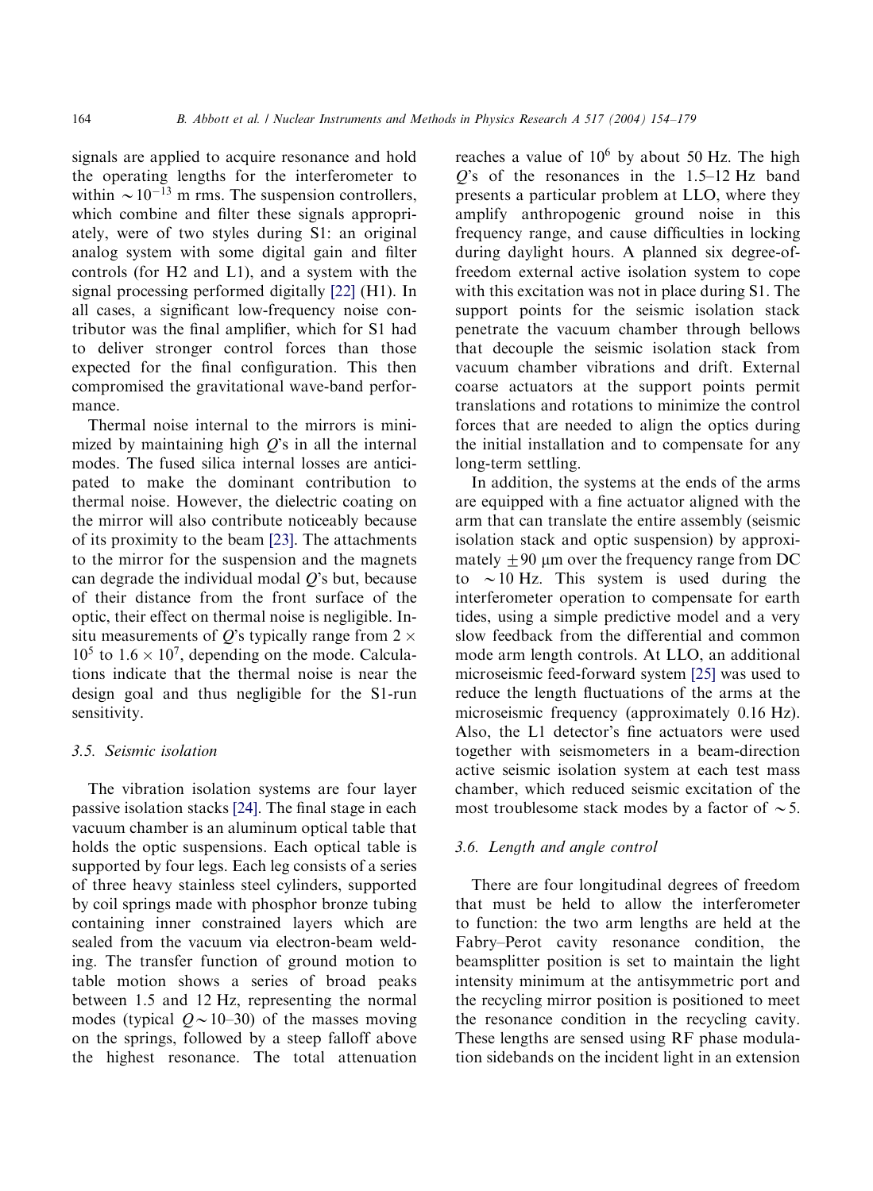signals are applied to acquire resonance and hold the operating lengths for the interferometer to within $\sim 10^{-13}$ m rms. The suspension controllers, which combine and filter these signals appropriately, were of two styles during S1: an original analog system with some digital gain and filter controls (for H2 and L1), and a system with the signal processing performed digitally [22] (H1). In all cases, a significant low-frequency noise contributor was the final amplifier, which for S1 had to deliver stronger control forces than those expected for the final configuration. This then compromised the gravitational wave-band performance.

Thermal noise internal to the mirrors is minimized by maintaining high $Q$'s in all the internal modes. The fused silica internal losses are anticipated to make the dominant contribution to thermal noise. However, the dielectric coating on the mirror will also contribute noticeably because of its proximity to the beam [23]. The attachments to the mirror for the suspension and the magnets can degrade the individual modal $Q$'s but, because of their distance from the front surface of the optic, their effect on thermal noise is negligible. In-situ measurements of $Q$'s typically range from $2 \times 10^5$ to $1.6 \times 10^7$, depending on the mode. Calculations indicate that the thermal noise is near the design goal and thus negligible for the S1-run sensitivity.

### 3.5. Seismic isolation

The vibration isolation systems are four layer passive isolation stacks [24]. The final stage in each vacuum chamber is an aluminum optical table that holds the optic suspensions. Each optical table is supported by four legs. Each leg consists of a series of three heavy stainless steel cylinders, supported by coil springs made with phosphor bronze tubing containing inner constrained layers which are sealed from the vacuum via electron-beam welding. The transfer function of ground motion to table motion shows a series of broad peaks between 1.5 and 12 Hz, representing the normal modes (typical $Q \sim 10$–30) of the masses moving on the springs, followed by a steep falloff above the highest resonance. The total attenuation reaches a value of $10^6$ by about 50 Hz. The high $Q$'s of the resonances in the 1.5–12 Hz band presents a particular problem at LLO, where they amplify anthropogenic ground noise in this frequency range, and cause difficulties in locking during daylight hours. A planned six degree-of-freedom external active isolation system to cope with this excitation was not in place during S1. The support points for the seismic isolation stack penetrate the vacuum chamber through bellows that decouple the seismic isolation stack from vacuum chamber vibrations and drift. External coarse actuators at the support points permit translations and rotations to minimize the control forces that are needed to align the optics during the initial installation and to compensate for any long-term settling.

In addition, the systems at the ends of the arms are equipped with a fine actuator aligned with the arm that can translate the entire assembly (seismic isolation stack and optic suspension) by approximately $\pm 90$ μm over the frequency range from DC to $\sim 10$ Hz. This system is used during the interferometer operation to compensate for earth tides, using a simple predictive model and a very slow feedback from the differential and common mode arm length controls. At LLO, an additional microseismic feed-forward system [25] was used to reduce the length fluctuations of the arms at the microseismic frequency (approximately 0.16 Hz). Also, the L1 detector's fine actuators were used together with seismometers in a beam-direction active seismic isolation system at each test mass chamber, which reduced seismic excitation of the most troublesome stack modes by a factor of $\sim 5$.

### 3.6. Length and angle control

There are four longitudinal degrees of freedom that must be held to allow the interferometer to function: the two arm lengths are held at the Fabry–Perot cavity resonance condition, the beamsplitter position is set to maintain the light intensity minimum at the antisymmetric port and the recycling mirror position is positioned to meet the resonance condition in the recycling cavity. These lengths are sensed using RF phase modulation sidebands on the incident light in an extension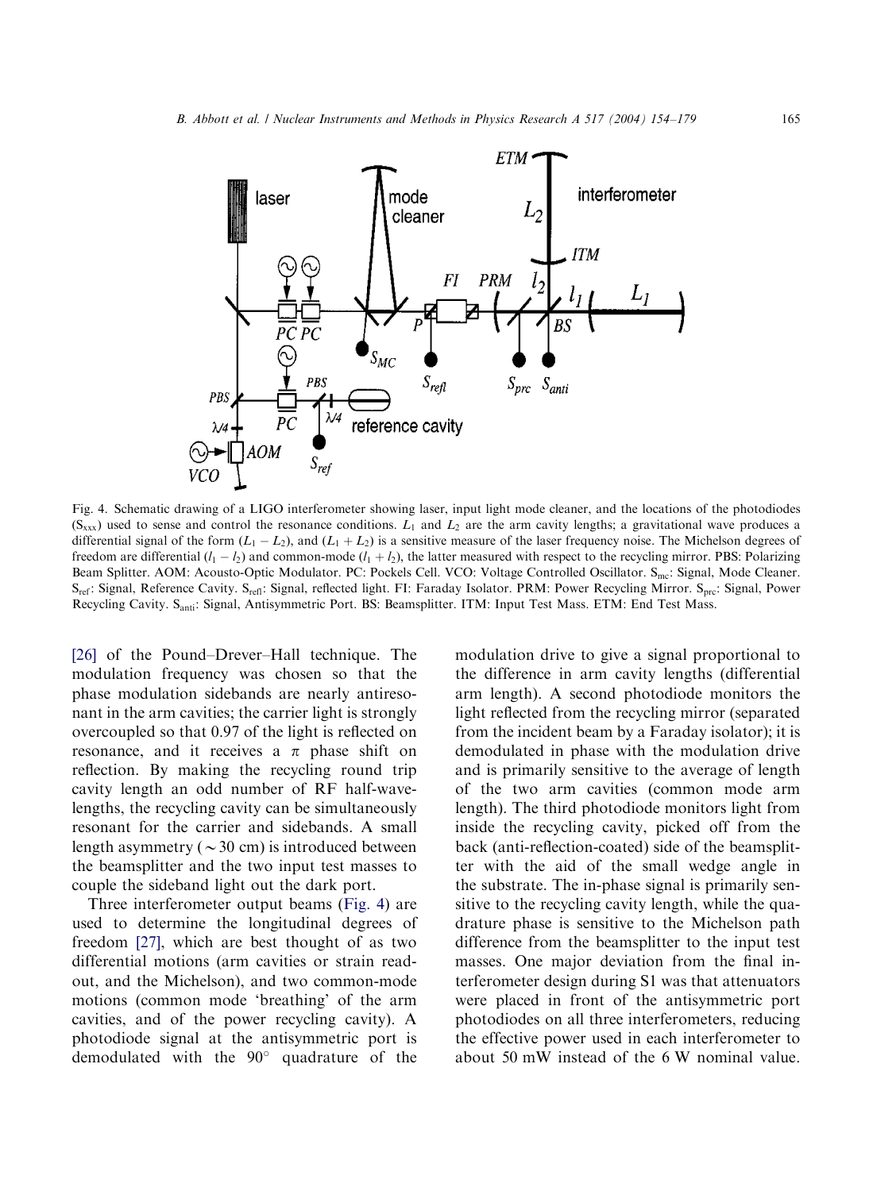Fig. 4. Schematic drawing of a LIGO interferometer showing laser, input light mode cleaner, and the locations of the photodiodes ($S_{xxx}$) used to sense and control the resonance conditions. $L_1$ and $L_2$ are the arm cavity lengths; a gravitational wave produces a differential signal of the form $(L_1 - L_2)$, and $(L_1 + L_2)$ is a sensitive measure of the laser frequency noise. The Michelson degrees of freedom are differential $(l_1 - l_2)$ and common-mode $(l_1 + l_2)$, the latter measured with respect to the recycling mirror. PBS: Polarizing Beam Splitter. AOM: Acousto-Optic Modulator. PC: Pockels Cell. VCO: Voltage Controlled Oscillator. $S_{mc}$: Signal, Mode Cleaner. $S_{ref}$: Signal, Reference Cavity. $S_{refl}$: Signal, reflected light. FI: Faraday Isolator. PRM: Power Recycling Mirror. $S_{prc}$: Signal, Power Recycling Cavity. $S_{anti}$: Signal, Antisymmetric Port. BS: Beamsplitter. ITM: Input Test Mass. ETM: End Test Mass.

[26] of the Pound–Drever–Hall technique. The modulation frequency was chosen so that the phase modulation sidebands are nearly antiresonant in the arm cavities; the carrier light is strongly overcoupled so that 0.97 of the light is reflected on resonance, and it receives a $\pi$ phase shift on reflection. By making the recycling round trip cavity length an odd number of RF half-wavelengths, the recycling cavity can be simultaneously resonant for the carrier and sidebands. A small length asymmetry ($\sim 30$ cm) is introduced between the beamsplitter and the two input test masses to couple the sideband light out the dark port.

Three interferometer output beams (Fig. 4) are used to determine the longitudinal degrees of freedom [27], which are best thought of as two differential motions (arm cavities or strain readout, and the Michelson), and two common-mode motions (common mode 'breathing' of the arm cavities, and of the power recycling cavity). A photodiode signal at the antisymmetric port is demodulated with the 90° quadrature of the modulation drive to give a signal proportional to the difference in arm cavity lengths (differential arm length). A second photodiode monitors the light reflected from the recycling mirror (separated from the incident beam by a Faraday isolator); it is demodulated in phase with the modulation drive and is primarily sensitive to the average of length of the two arm cavities (common mode arm length). The third photodiode monitors light from inside the recycling cavity, picked off from the back (anti-reflection-coated) side of the beamsplitter with the aid of the small wedge angle in the substrate. The in-phase signal is primarily sensitive to the recycling cavity length, while the quadrature phase is sensitive to the Michelson path difference from the beamsplitter to the input test masses. One major deviation from the final interferometer design during S1 was that attenuators were placed in front of the antisymmetric port photodiodes on all three interferometers, reducing the effective power used in each interferometer to about 50 mW instead of the 6 W nominal value.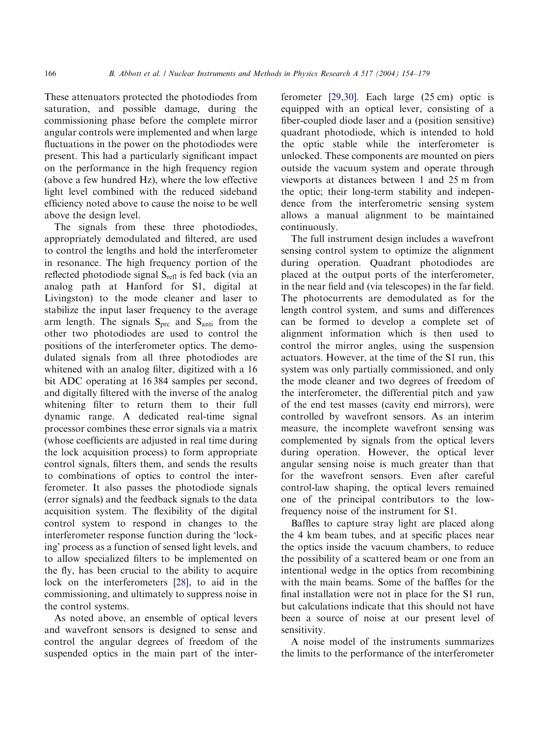These attenuators protected the photodiodes from saturation, and possible damage, during the commissioning phase before the complete mirror angular controls were implemented and when large fluctuations in the power on the photodiodes were present. This had a particularly significant impact on the performance in the high frequency region (above a few hundred Hz), where the low effective light level combined with the reduced sideband efficiency noted above to cause the noise to be well above the design level.

The signals from these three photodiodes, appropriately demodulated and filtered, are used to control the lengths and hold the interferometer in resonance. The high frequency portion of the reflected photodiode signal $S_{refl}$ is fed back (via an analog path at Hanford for S1, digital at Livingston) to the mode cleaner and laser to stabilize the input laser frequency to the average arm length. The signals $S_{prc}$ and $S_{anti}$ from the other two photodiodes are used to control the positions of the interferometer optics. The demodulated signals from all three photodiodes are whitened with an analog filter, digitized with a 16 bit ADC operating at 16 384 samples per second, and digitally filtered with the inverse of the analog whitening filter to return them to their full dynamic range. A dedicated real-time signal processor combines these error signals via a matrix (whose coefficients are adjusted in real time during the lock acquisition process) to form appropriate control signals, filters them, and sends the results to combinations of optics to control the interferometer. It also passes the photodiode signals (error signals) and the feedback signals to the data acquisition system. The flexibility of the digital control system to respond in changes to the interferometer response function during the 'locking' process as a function of sensed light levels, and to allow specialized filters to be implemented on the fly, has been crucial to the ability to acquire lock on the interferometers [28], to aid in the commissioning, and ultimately to suppress noise in the control systems.

As noted above, an ensemble of optical levers and wavefront sensors is designed to sense and control the angular degrees of freedom of the suspended optics in the main part of the interferometer [29,30]. Each large (25 cm) optic is equipped with an optical lever, consisting of a fiber-coupled diode laser and a (position sensitive) quadrant photodiode, which is intended to hold the optic stable while the interferometer is unlocked. These components are mounted on piers outside the vacuum system and operate through viewports at distances between 1 and 25 m from the optic; their long-term stability and independence from the interferometric sensing system allows a manual alignment to be maintained continuously.

The full instrument design includes a wavefront sensing control system to optimize the alignment during operation. Quadrant photodiodes are placed at the output ports of the interferometer, in the near field and (via telescopes) in the far field. The photocurrents are demodulated as for the length control system, and sums and differences can be formed to develop a complete set of alignment information which is then used to control the mirror angles, using the suspension actuators. However, at the time of the S1 run, this system was only partially commissioned, and only the mode cleaner and two degrees of freedom of the interferometer, the differential pitch and yaw of the end test masses (cavity end mirrors), were controlled by wavefront sensors. As an interim measure, the incomplete wavefront sensing was complemented by signals from the optical levers during operation. However, the optical lever angular sensing noise is much greater than that for the wavefront sensors. Even after careful control-law shaping, the optical levers remained one of the principal contributors to the low-frequency noise of the instrument for S1.

Baffles to capture stray light are placed along the 4 km beam tubes, and at specific places near the optics inside the vacuum chambers, to reduce the possibility of a scattered beam or one from an intentional wedge in the optics from recombining with the main beams. Some of the baffles for the final installation were not in place for the S1 run, but calculations indicate that this should not have been a source of noise at our present level of sensitivity.

A noise model of the instruments summarizes the limits to the performance of the interferometer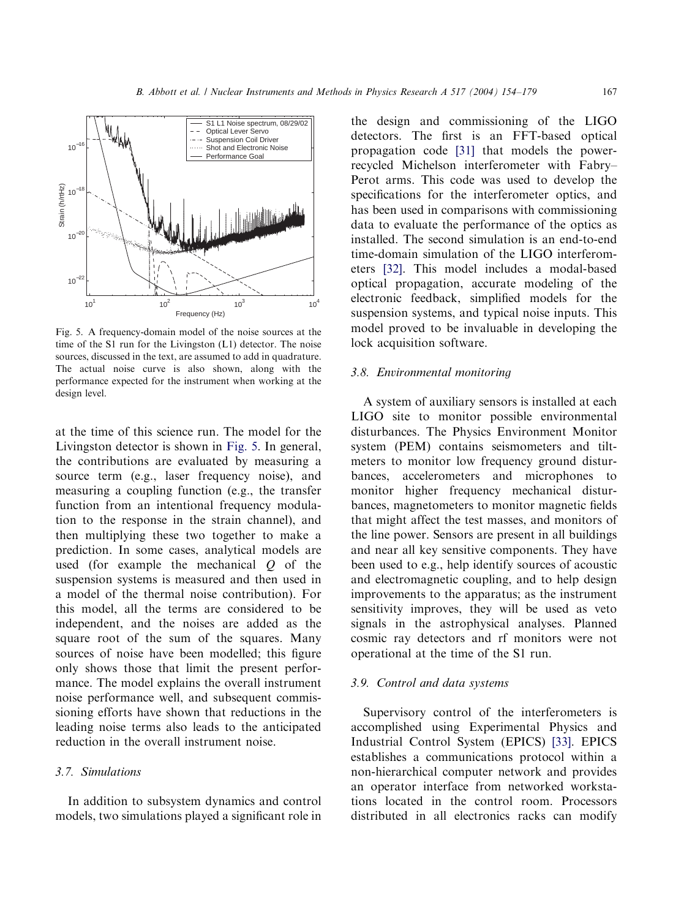Fig. 5. A frequency-domain model of the noise sources at the time of the S1 run for the Livingston (L1) detector. The noise sources, discussed in the text, are assumed to add in quadrature. The actual noise curve is also shown, along with the performance expected for the instrument when working at the design level.

at the time of this science run. The model for the Livingston detector is shown in Fig. 5. In general, the contributions are evaluated by measuring a source term (e.g., laser frequency noise), and measuring a coupling function (e.g., the transfer function from an intentional frequency modulation to the response in the strain channel), and then multiplying these two together to make a prediction. In some cases, analytical models are used (for example the mechanical $Q$ of the suspension systems is measured and then used in a model of the thermal noise contribution). For this model, all the terms are considered to be independent, and the noises are added as the square root of the sum of the squares. Many sources of noise have been modelled; this figure only shows those that limit the present performance. The model explains the overall instrument noise performance well, and subsequent commissioning efforts have shown that reductions in the leading noise terms also leads to the anticipated reduction in the overall instrument noise.

### 3.7. Simulations

In addition to subsystem dynamics and control models, two simulations played a significant role in the design and commissioning of the LIGO detectors. The first is an FFT-based optical propagation code [31] that models the power-recycled Michelson interferometer with Fabry–Perot arms. This code was used to develop the specifications for the interferometer optics, and has been used in comparisons with commissioning data to evaluate the performance of the optics as installed. The second simulation is an end-to-end time-domain simulation of the LIGO interferometers [32]. This model includes a modal-based optical propagation, accurate modeling of the electronic feedback, simplified models for the suspension systems, and typical noise inputs. This model proved to be invaluable in developing the lock acquisition software.

### 3.8. Environmental monitoring

A system of auxiliary sensors is installed at each LIGO site to monitor possible environmental disturbances. The Physics Environment Monitor system (PEM) contains seismometers and tiltmeters to monitor low frequency ground disturbances, accelerometers and microphones to monitor higher frequency mechanical disturbances, magnetometers to monitor magnetic fields that might affect the test masses, and monitors of the line power. Sensors are present in all buildings and near all key sensitive components. They have been used to e.g., help identify sources of acoustic and electromagnetic coupling, and to help design improvements to the apparatus; as the instrument sensitivity improves, they will be used as veto signals in the astrophysical analyses. Planned cosmic ray detectors and rf monitors were not operational at the time of the S1 run.

### 3.9. Control and data systems

Supervisory control of the interferometers is accomplished using Experimental Physics and Industrial Control System (EPICS) [33]. EPICS establishes a communications protocol within a non-hierarchical computer network and provides an operator interface from networked workstations located in the control room. Processors distributed in all electronics racks can modify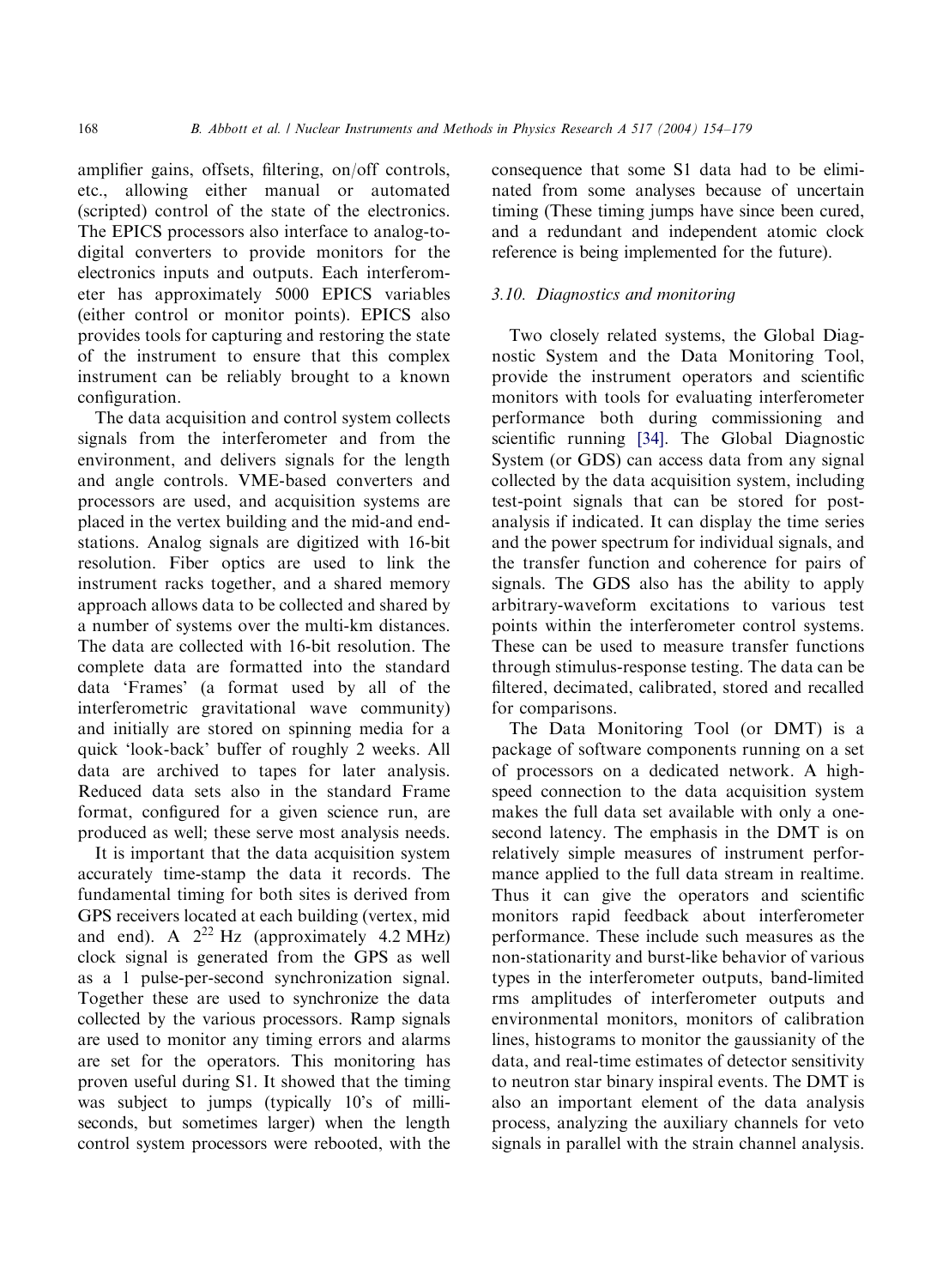amplifier gains, offsets, filtering, on/off controls, etc., allowing either manual or automated (scripted) control of the state of the electronics. The EPICS processors also interface to analog-to-digital converters to provide monitors for the electronics inputs and outputs. Each interferometer has approximately 5000 EPICS variables (either control or monitor points). EPICS also provides tools for capturing and restoring the state of the instrument to ensure that this complex instrument can be reliably brought to a known configuration.

The data acquisition and control system collects signals from the interferometer and from the environment, and delivers signals for the length and angle controls. VME-based converters and processors are used, and acquisition systems are placed in the vertex building and the mid-and end-stations. Analog signals are digitized with 16-bit resolution. Fiber optics are used to link the instrument racks together, and a shared memory approach allows data to be collected and shared by a number of systems over the multi-km distances. The data are collected with 16-bit resolution. The complete data are formatted into the standard data 'Frames' (a format used by all of the interferometric gravitational wave community) and initially are stored on spinning media for a quick 'look-back' buffer of roughly 2 weeks. All data are archived to tapes for later analysis. Reduced data sets also in the standard Frame format, configured for a given science run, are produced as well; these serve most analysis needs.

It is important that the data acquisition system accurately time-stamp the data it records. The fundamental timing for both sites is derived from GPS receivers located at each building (vertex, mid and end). A $2^{22}$ Hz (approximately 4.2 MHz) clock signal is generated from the GPS as well as a 1 pulse-per-second synchronization signal. Together these are used to synchronize the data collected by the various processors. Ramp signals are used to monitor any timing errors and alarms are set for the operators. This monitoring has proven useful during S1. It showed that the timing was subject to jumps (typically 10's of milliseconds, but sometimes larger) when the length control system processors were rebooted, with the consequence that some S1 data had to be eliminated from some analyses because of uncertain timing (These timing jumps have since been cured, and a redundant and independent atomic clock reference is being implemented for the future).

### 3.10. Diagnostics and monitoring

Two closely related systems, the Global Diagnostic System and the Data Monitoring Tool, provide the instrument operators and scientific monitors with tools for evaluating interferometer performance both during commissioning and scientific running [34]. The Global Diagnostic System (or GDS) can access data from any signal collected by the data acquisition system, including test-point signals that can be stored for post-analysis if indicated. It can display the time series and the power spectrum for individual signals, and the transfer function and coherence for pairs of signals. The GDS also has the ability to apply arbitrary-waveform excitations to various test points within the interferometer control systems. These can be used to measure transfer functions through stimulus-response testing. The data can be filtered, decimated, calibrated, stored and recalled for comparisons.

The Data Monitoring Tool (or DMT) is a package of software components running on a set of processors on a dedicated network. A high-speed connection to the data acquisition system makes the full data set available with only a one-second latency. The emphasis in the DMT is on relatively simple measures of instrument performance applied to the full data stream in realtime. Thus it can give the operators and scientific monitors rapid feedback about interferometer performance. These include such measures as the non-stationarity and burst-like behavior of various types in the interferometer outputs, band-limited rms amplitudes of interferometer outputs and environmental monitors, monitors of calibration lines, histograms to monitor the gaussianity of the data, and real-time estimates of detector sensitivity to neutron star binary inspiral events. The DMT is also an important element of the data analysis process, analyzing the auxiliary channels for veto signals in parallel with the strain channel analysis.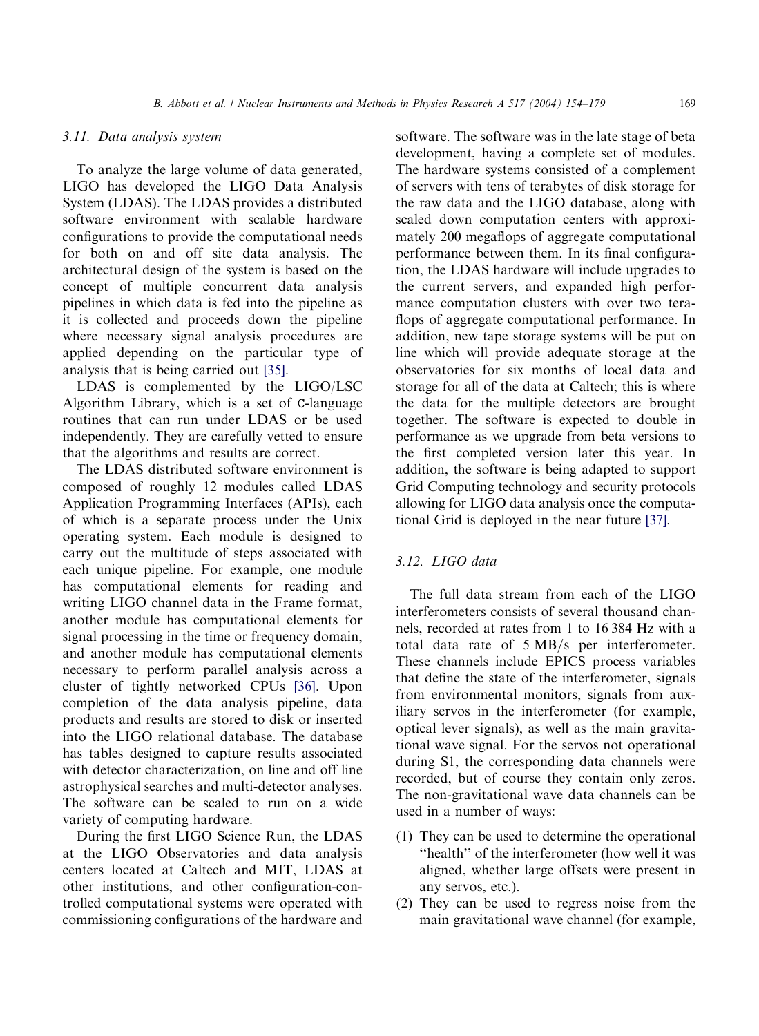### 3.11. Data analysis system

To analyze the large volume of data generated, LIGO has developed the LIGO Data Analysis System (LDAS). The LDAS provides a distributed software environment with scalable hardware configurations to provide the computational needs for both on and off site data analysis. The architectural design of the system is based on the concept of multiple concurrent data analysis pipelines in which data is fed into the pipeline as it is collected and proceeds down the pipeline where necessary signal analysis procedures are applied depending on the particular type of analysis that is being carried out [35].

LDAS is complemented by the LIGO/LSC Algorithm Library, which is a set of C-language routines that can run under LDAS or be used independently. They are carefully vetted to ensure that the algorithms and results are correct.

The LDAS distributed software environment is composed of roughly 12 modules called LDAS Application Programming Interfaces (APIs), each of which is a separate process under the Unix operating system. Each module is designed to carry out the multitude of steps associated with each unique pipeline. For example, one module has computational elements for reading and writing LIGO channel data in the Frame format, another module has computational elements for signal processing in the time or frequency domain, and another module has computational elements necessary to perform parallel analysis across a cluster of tightly networked CPUs [36]. Upon completion of the data analysis pipeline, data products and results are stored to disk or inserted into the LIGO relational database. The database has tables designed to capture results associated with detector characterization, on line and off line astrophysical searches and multi-detector analyses. The software can be scaled to run on a wide variety of computing hardware.

During the first LIGO Science Run, the LDAS at the LIGO Observatories and data analysis centers located at Caltech and MIT, LDAS at other institutions, and other configuration-controlled computational systems were operated with commissioning configurations of the hardware and software. The software was in the late stage of beta development, having a complete set of modules. The hardware systems consisted of a complement of servers with tens of terabytes of disk storage for the raw data and the LIGO database, along with scaled down computation centers with approximately 200 megaflops of aggregate computational performance between them. In its final configuration, the LDAS hardware will include upgrades to the current servers, and expanded high performance computation clusters with over two teraflops of aggregate computational performance. In addition, new tape storage systems will be put on line which will provide adequate storage at the observatories for six months of local data and storage for all of the data at Caltech; this is where the data for the multiple detectors are brought together. The software is expected to double in performance as we upgrade from beta versions to the first completed version later this year. In addition, the software is being adapted to support Grid Computing technology and security protocols allowing for LIGO data analysis once the computational Grid is deployed in the near future [37].

### 3.12. LIGO data

The full data stream from each of the LIGO interferometers consists of several thousand channels, recorded at rates from 1 to 16 384 Hz with a total data rate of 5 MB/s per interferometer. These channels include EPICS process variables that define the state of the interferometer, signals from environmental monitors, signals from auxiliary servos in the interferometer (for example, optical lever signals), as well as the main gravitational wave signal. For the servos not operational during S1, the corresponding data channels were recorded, but of course they contain only zeros. The non-gravitational wave data channels can be used in a number of ways:

(1) They can be used to determine the operational "health" of the interferometer (how well it was aligned, whether large offsets were present in any servos, etc.).
(2) They can be used to regress noise from the main gravitational wave channel (for example,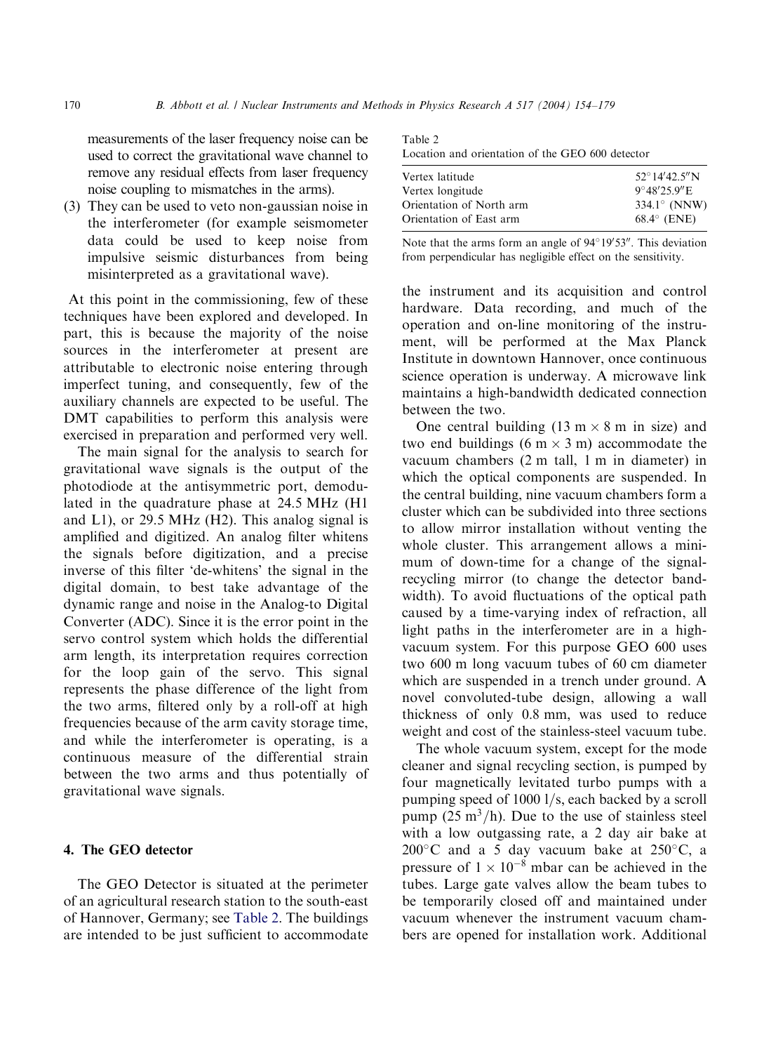measurements of the laser frequency noise can be used to correct the gravitational wave channel to remove any residual effects from laser frequency noise coupling to mismatches in the arms).

(3) They can be used to veto non-gaussian noise in the interferometer (for example seismometer data could be used to keep noise from impulsive seismic disturbances from being misinterpreted as a gravitational wave).

At this point in the commissioning, few of these techniques have been explored and developed. In part, this is because the majority of the noise sources in the interferometer at present are attributable to electronic noise entering through imperfect tuning, and consequently, few of the auxiliary channels are expected to be useful. The DMT capabilities to perform this analysis were exercised in preparation and performed very well.

The main signal for the analysis to search for gravitational wave signals is the output of the photodiode at the antisymmetric port, demodulated in the quadrature phase at 24.5 MHz (H1 and L1), or 29.5 MHz (H2). This analog signal is amplified and digitized. An analog filter whitens the signals before digitization, and a precise inverse of this filter 'de-whitens' the signal in the digital domain, to best take advantage of the dynamic range and noise in the Analog-to Digital Converter (ADC). Since it is the error point in the servo control system which holds the differential arm length, its interpretation requires correction for the loop gain of the servo. This signal represents the phase difference of the light from the two arms, filtered only by a roll-off at high frequencies because of the arm cavity storage time, and while the interferometer is operating, is a continuous measure of the differential strain between the two arms and thus potentially of gravitational wave signals.

## 4. The GEO detector

The GEO Detector is situated at the perimeter of an agricultural research station to the south-east of Hannover, Germany; see Table 2. The buildings are intended to be just sufficient to accommodate the instrument and its acquisition and control hardware. Data recording, and much of the operation and on-line monitoring of the instrument, will be performed at the Max Planck Institute in downtown Hannover, once continuous science operation is underway. A microwave link maintains a high-bandwidth dedicated connection between the two.

Table 2
Location and orientation of the GEO 600 detector

| | |
|---|---|
| Vertex latitude | 52°14′42.5″N |
| Vertex longitude | 9°48′25.9″E |
| Orientation of North arm | 334.1° (NNW) |
| Orientation of East arm | 68.4° (ENE) |

Note that the arms form an angle of 94°19′53″. This deviation from perpendicular has negligible effect on the sensitivity.

One central building (13 m × 8 m in size) and two end buildings (6 m × 3 m) accommodate the vacuum chambers (2 m tall, 1 m in diameter) in which the optical components are suspended. In the central building, nine vacuum chambers form a cluster which can be subdivided into three sections to allow mirror installation without venting the whole cluster. This arrangement allows a minimum of down-time for a change of the signal-recycling mirror (to change the detector bandwidth). To avoid fluctuations of the optical path caused by a time-varying index of refraction, all light paths in the interferometer are in a high-vacuum system. For this purpose GEO 600 uses two 600 m long vacuum tubes of 60 cm diameter which are suspended in a trench under ground. A novel convoluted-tube design, allowing a wall thickness of only 0.8 mm, was used to reduce weight and cost of the stainless-steel vacuum tube.

The whole vacuum system, except for the mode cleaner and signal recycling section, is pumped by four magnetically levitated turbo pumps with a pumping speed of 1000 l/s, each backed by a scroll pump (25 $m^3$/h). Due to the use of stainless steel with a low outgassing rate, a 2 day air bake at 200°C and a 5 day vacuum bake at 250°C, a pressure of $1 \times 10^{-8}$ mbar can be achieved in the tubes. Large gate valves allow the beam tubes to be temporarily closed off and maintained under vacuum whenever the instrument vacuum chambers are opened for installation work. Additional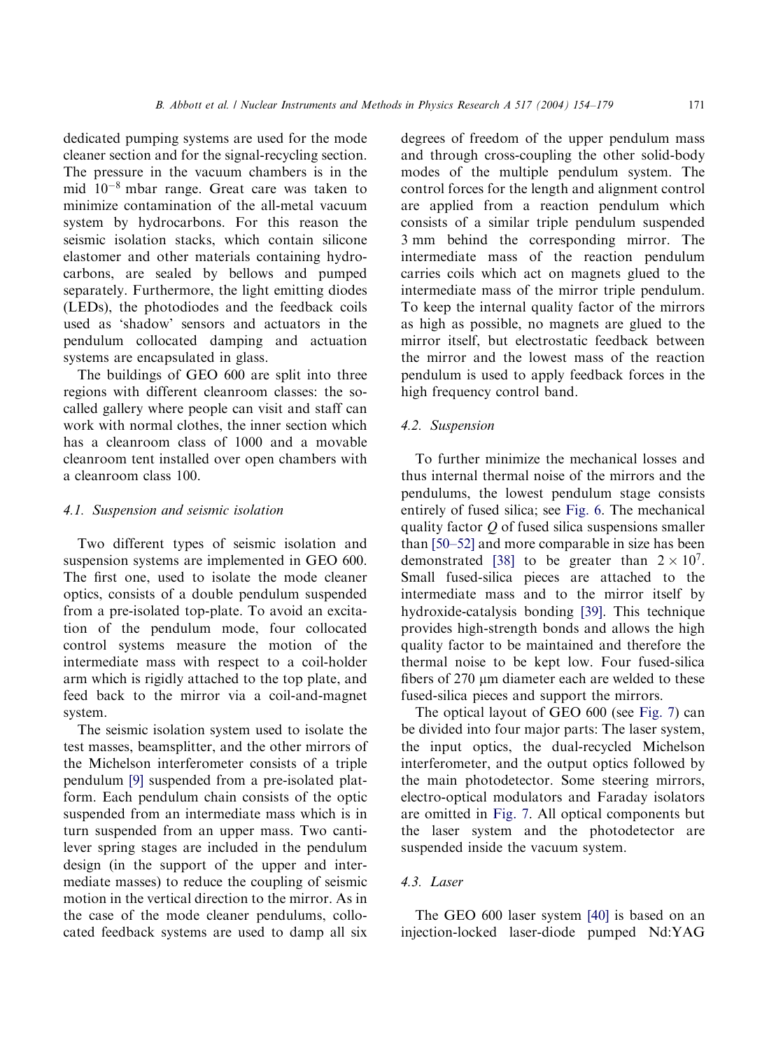dedicated pumping systems are used for the mode cleaner section and for the signal-recycling section. The pressure in the vacuum chambers is in the mid $10^{-8}$ mbar range. Great care was taken to minimize contamination of the all-metal vacuum system by hydrocarbons. For this reason the seismic isolation stacks, which contain silicone elastomer and other materials containing hydrocarbons, are sealed by bellows and pumped separately. Furthermore, the light emitting diodes (LEDs), the photodiodes and the feedback coils used as 'shadow' sensors and actuators in the pendulum collocated damping and actuation systems are encapsulated in glass.

The buildings of GEO 600 are split into three regions with different cleanroom classes: the so-called gallery where people can visit and staff can work with normal clothes, the inner section which has a cleanroom class of 1000 and a movable cleanroom tent installed over open chambers with a cleanroom class 100.

### 4.1. Suspension and seismic isolation

Two different types of seismic isolation and suspension systems are implemented in GEO 600. The first one, used to isolate the mode cleaner optics, consists of a double pendulum suspended from a pre-isolated top-plate. To avoid an excitation of the pendulum mode, four collocated control systems measure the motion of the intermediate mass with respect to a coil-holder arm which is rigidly attached to the top plate, and feed back to the mirror via a coil-and-magnet system.

The seismic isolation system used to isolate the test masses, beamsplitter, and the other mirrors of the Michelson interferometer consists of a triple pendulum [9] suspended from a pre-isolated platform. Each pendulum chain consists of the optic suspended from an intermediate mass which is in turn suspended from an upper mass. Two cantilever spring stages are included in the pendulum design (in the support of the upper and intermediate masses) to reduce the coupling of seismic motion in the vertical direction to the mirror. As in the case of the mode cleaner pendulums, collocated feedback systems are used to damp all six degrees of freedom of the upper pendulum mass and through cross-coupling the other solid-body modes of the multiple pendulum system. The control forces for the length and alignment control are applied from a reaction pendulum which consists of a similar triple pendulum suspended 3 mm behind the corresponding mirror. The intermediate mass of the reaction pendulum carries coils which act on magnets glued to the intermediate mass of the mirror triple pendulum. To keep the internal quality factor of the mirrors as high as possible, no magnets are glued to the mirror itself, but electrostatic feedback between the mirror and the lowest mass of the reaction pendulum is used to apply feedback forces in the high frequency control band.

### 4.2. Suspension

To further minimize the mechanical losses and thus internal thermal noise of the mirrors and the pendulums, the lowest pendulum stage consists entirely of fused silica; see Fig. 6. The mechanical quality factor $Q$ of fused silica suspensions smaller than [50–52] and more comparable in size has been demonstrated [38] to be greater than $2 \times 10^7$. Small fused-silica pieces are attached to the intermediate mass and to the mirror itself by hydroxide-catalysis bonding [39]. This technique provides high-strength bonds and allows the high quality factor to be maintained and therefore the thermal noise to be kept low. Four fused-silica fibers of 270 μm diameter each are welded to these fused-silica pieces and support the mirrors.

The optical layout of GEO 600 (see Fig. 7) can be divided into four major parts: The laser system, the input optics, the dual-recycled Michelson interferometer, and the output optics followed by the main photodetector. Some steering mirrors, electro-optical modulators and Faraday isolators are omitted in Fig. 7. All optical components but the laser system and the photodetector are suspended inside the vacuum system.

### 4.3. Laser

The GEO 600 laser system [40] is based on an injection-locked laser-diode pumped Nd:YAG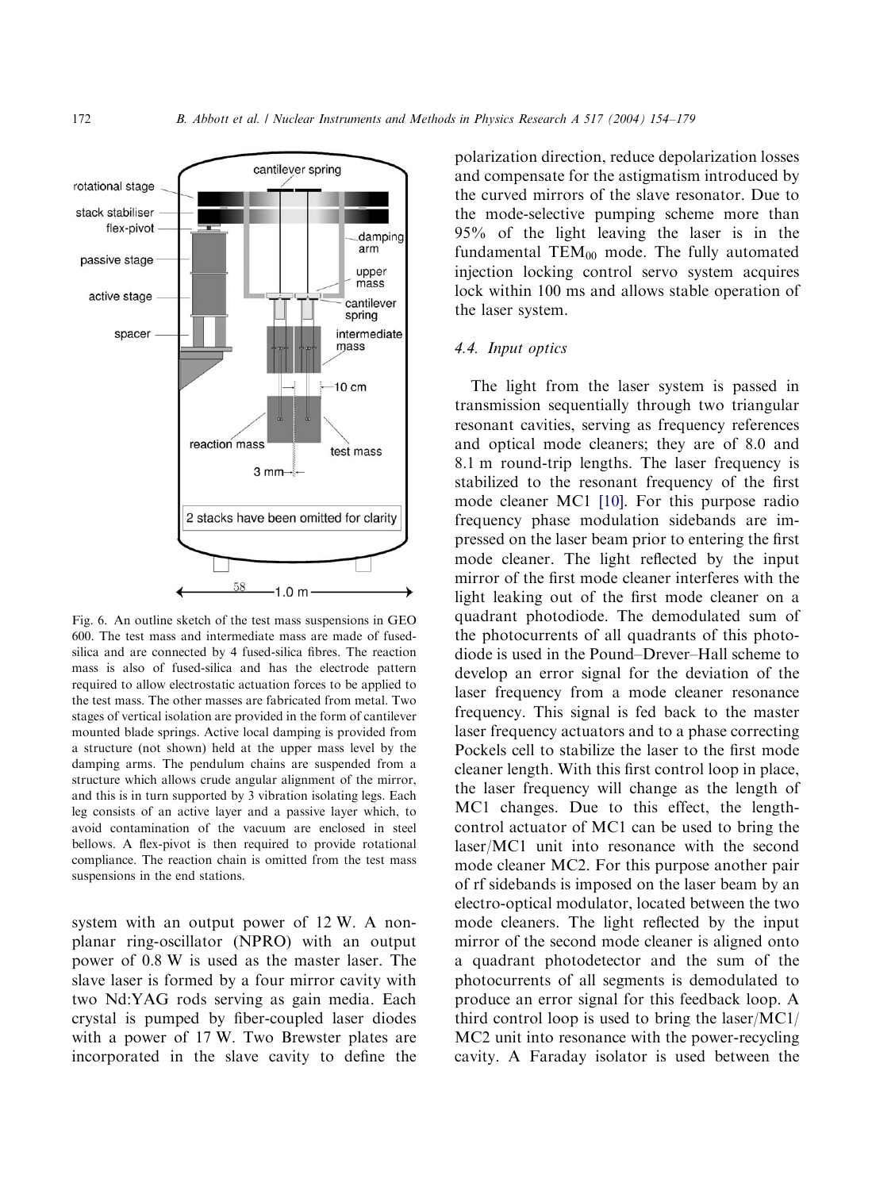Fig. 6. An outline sketch of the test mass suspensions in GEO 600. The test mass and intermediate mass are made of fused-silica and are connected by 4 fused-silica fibres. The reaction mass is also of fused-silica and has the electrode pattern required to allow electrostatic actuation forces to be applied to the test mass. The other masses are fabricated from metal. Two stages of vertical isolation are provided in the form of cantilever mounted blade springs. Active local damping is provided from a structure (not shown) held at the upper mass level by the damping arms. The pendulum chains are suspended from a structure which allows crude angular alignment of the mirror, and this is in turn supported by 3 vibration isolating legs. Each leg consists of an active layer and a passive layer which, to avoid contamination of the vacuum are enclosed in steel bellows. A flex-pivot is then required to provide rotational compliance. The reaction chain is omitted from the test mass suspensions in the end stations.

system with an output power of 12 W. A non-planar ring-oscillator (NPRO) with an output power of 0.8 W is used as the master laser. The slave laser is formed by a four mirror cavity with two Nd:YAG rods serving as gain media. Each crystal is pumped by fiber-coupled laser diodes with a power of 17 W. Two Brewster plates are incorporated in the slave cavity to define the polarization direction, reduce depolarization losses and compensate for the astigmatism introduced by the curved mirrors of the slave resonator. Due to the mode-selective pumping scheme more than 95% of the light leaving the laser is in the fundamental $TEM_{00}$ mode. The fully automated injection locking control servo system acquires lock within 100 ms and allows stable operation of the laser system.

### 4.4. Input optics

The light from the laser system is passed in transmission sequentially through two triangular resonant cavities, serving as frequency references and optical mode cleaners; they are of 8.0 and 8.1 m round-trip lengths. The laser frequency is stabilized to the resonant frequency of the first mode cleaner MC1 [10]. For this purpose radio frequency phase modulation sidebands are impressed on the laser beam prior to entering the first mode cleaner. The light reflected by the input mirror of the first mode cleaner interferes with the light leaking out of the first mode cleaner on a quadrant photodiode. The demodulated sum of the photocurrents of all quadrants of this photodiode is used in the Pound–Drever–Hall scheme to develop an error signal for the deviation of the laser frequency from a mode cleaner resonance frequency. This signal is fed back to the master laser frequency actuators and to a phase correcting Pockels cell to stabilize the laser to the first mode cleaner length. With this first control loop in place, the laser frequency will change as the length of MC1 changes. Due to this effect, the length-control actuator of MC1 can be used to bring the laser/MC1 unit into resonance with the second mode cleaner MC2. For this purpose another pair of rf sidebands is imposed on the laser beam by an electro-optical modulator, located between the two mode cleaners. The light reflected by the input mirror of the second mode cleaner is aligned onto a quadrant photodetector and the sum of the photocurrents of all segments is demodulated to produce an error signal for this feedback loop. A third control loop is used to bring the laser/MC1/MC2 unit into resonance with the power-recycling cavity. A Faraday isolator is used between the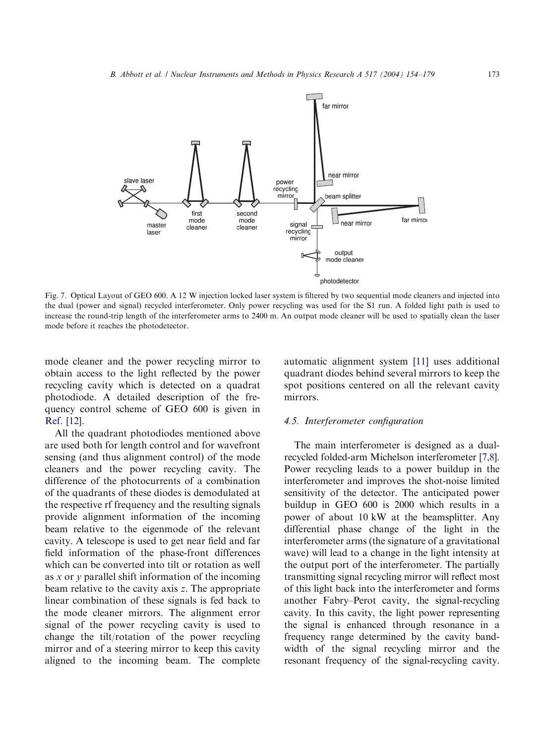Fig. 7. Optical Layout of GEO 600. A 12 W injection locked laser system is filtered by two sequential mode cleaners and injected into the dual (power and signal) recycled interferometer. Only power recycling was used for the S1 run. A folded light path is used to increase the round-trip length of the interferometer arms to 2400 m. An output mode cleaner will be used to spatially clean the laser mode before it reaches the photodetector.

mode cleaner and the power recycling mirror to obtain access to the light reflected by the power recycling cavity which is detected on a quadrat photodiode. A detailed description of the frequency control scheme of GEO 600 is given in Ref. [12].

All the quadrant photodiodes mentioned above are used both for length control and for wavefront sensing (and thus alignment control) of the mode cleaners and the power recycling cavity. The difference of the photocurrents of a combination of the quadrants of these diodes is demodulated at the respective rf frequency and the resulting signals provide alignment information of the incoming beam relative to the eigenmode of the relevant cavity. A telescope is used to get near field and far field information of the phase-front differences which can be converted into tilt or rotation as well as $x$ or $y$ parallel shift information of the incoming beam relative to the cavity axis $z$. The appropriate linear combination of these signals is fed back to the mode cleaner mirrors. The alignment error signal of the power recycling cavity is used to change the tilt/rotation of the power recycling mirror and of a steering mirror to keep this cavity aligned to the incoming beam. The complete automatic alignment system [11] uses additional quadrant diodes behind several mirrors to keep the spot positions centered on all the relevant cavity mirrors.

### 4.5. Interferometer configuration

The main interferometer is designed as a dual-recycled folded-arm Michelson interferometer [7,8]. Power recycling leads to a power buildup in the interferometer and improves the shot-noise limited sensitivity of the detector. The anticipated power buildup in GEO 600 is 2000 which results in a power of about 10 kW at the beamsplitter. Any differential phase change of the light in the interferometer arms (the signature of a gravitational wave) will lead to a change in the light intensity at the output port of the interferometer. The partially transmitting signal recycling mirror will reflect most of this light back into the interferometer and forms another Fabry–Perot cavity, the signal-recycling cavity. In this cavity, the light power representing the signal is enhanced through resonance in a frequency range determined by the cavity bandwidth of the signal recycling mirror and the resonant frequency of the signal-recycling cavity.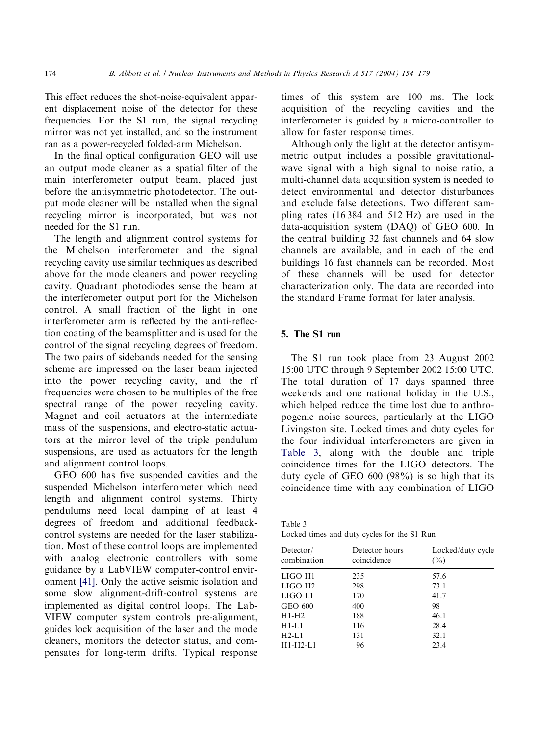This effect reduces the shot-noise-equivalent apparent displacement noise of the detector for these frequencies. For the S1 run, the signal recycling mirror was not yet installed, and so the instrument ran as a power-recycled folded-arm Michelson.

In the final optical configuration GEO will use an output mode cleaner as a spatial filter of the main interferometer output beam, placed just before the antisymmetric photodetector. The output mode cleaner will be installed when the signal recycling mirror is incorporated, but was not needed for the S1 run.

The length and alignment control systems for the Michelson interferometer and the signal recycling cavity use similar techniques as described above for the mode cleaners and power recycling cavity. Quadrant photodiodes sense the beam at the interferometer output port for the Michelson control. A small fraction of the light in one interferometer arm is reflected by the anti-reflection coating of the beamsplitter and is used for the control of the signal recycling degrees of freedom. The two pairs of sidebands needed for the sensing scheme are impressed on the laser beam injected into the power recycling cavity, and the rf frequencies were chosen to be multiples of the free spectral range of the power recycling cavity. Magnet and coil actuators at the intermediate mass of the suspensions, and electro-static actuators at the mirror level of the triple pendulum suspensions, are used as actuators for the length and alignment control loops.

GEO 600 has five suspended cavities and the suspended Michelson interferometer which need length and alignment control systems. Thirty pendulums need local damping of at least 4 degrees of freedom and additional feedback-control systems are needed for the laser stabilization. Most of these control loops are implemented with analog electronic controllers with some guidance by a LabVIEW computer-control environment [41]. Only the active seismic isolation and some slow alignment-drift-control systems are implemented as digital control loops. The LabVIEW computer system controls pre-alignment, guides lock acquisition of the laser and the mode cleaners, monitors the detector status, and compensates for long-term drifts. Typical response times of this system are 100 ms. The lock acquisition of the recycling cavities and the interferometer is guided by a micro-controller to allow for faster response times.

Although only the light at the detector antisymmetric output includes a possible gravitational-wave signal with a high signal to noise ratio, a multi-channel data acquisition system is needed to detect environmental and detector disturbances and exclude false detections. Two different sampling rates (16 384 and 512 Hz) are used in the data-acquisition system (DAQ) of GEO 600. In the central building 32 fast channels and 64 slow channels are available, and in each of the end buildings 16 fast channels can be recorded. Most of these channels will be used for detector characterization only. The data are recorded into the standard Frame format for later analysis.

## 5. The S1 run

The S1 run took place from 23 August 2002 15:00 UTC through 9 September 2002 15:00 UTC. The total duration of 17 days spanned three weekends and one national holiday in the U.S., which helped reduce the time lost due to anthropogenic noise sources, particularly at the LIGO Livingston site. Locked times and duty cycles for the four individual interferometers are given in Table 3, along with the double and triple coincidence times for the LIGO detectors. The duty cycle of GEO 600 (98%) is so high that its coincidence time with any combination of LIGO

Table 3
Locked times and duty cycles for the S1 Run

| Detector/ combination | Detector hours coincidence | Locked/duty cycle (%) |
|---|---|---|
| LIGO H1 | 235 | 57.6 |
| LIGO H2 | 298 | 73.1 |
| LIGO L1 | 170 | 41.7 |
| GEO 600 | 400 | 98 |
| H1-H2 | 188 | 46.1 |
| H1-L1 | 116 | 28.4 |
| H2-L1 | 131 | 32.1 |
| H1-H2-L1 | 96 | 23.4 |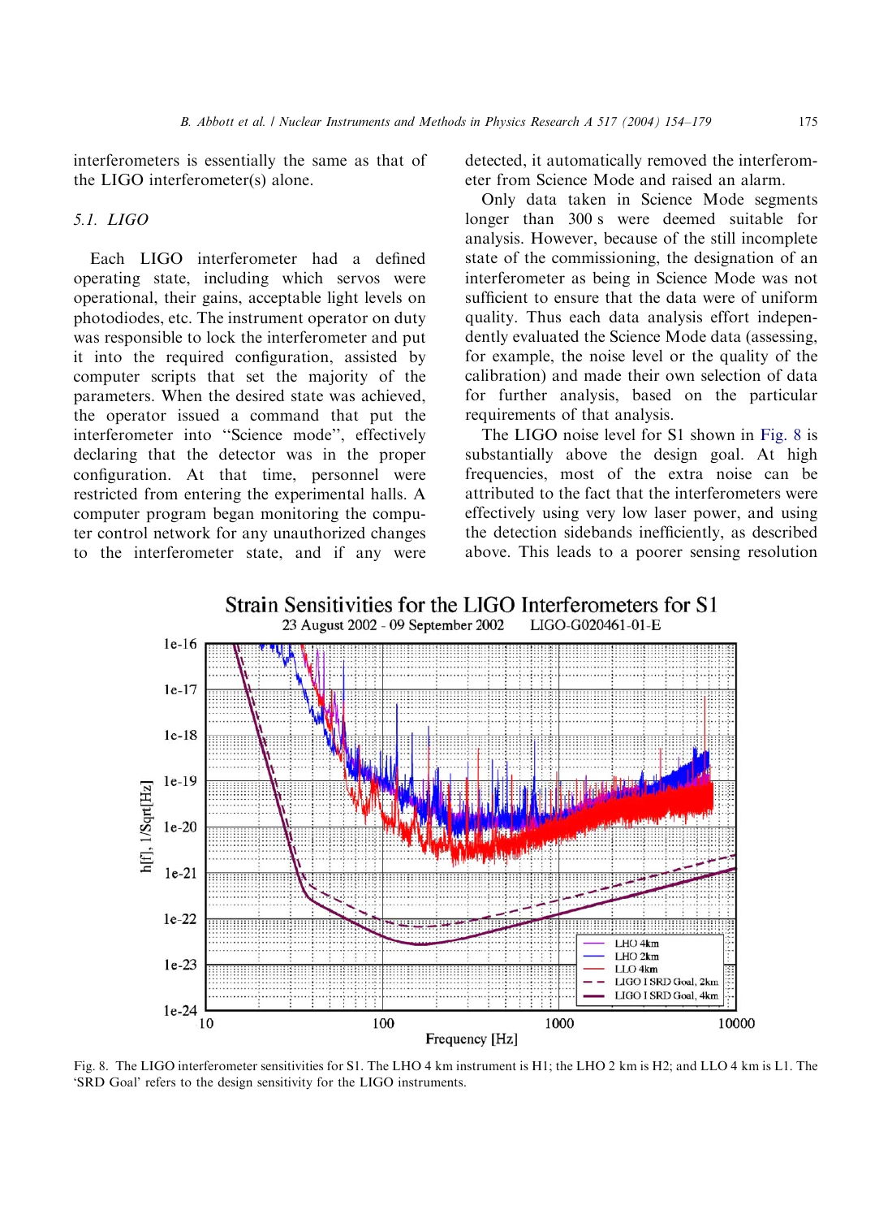interferometers is essentially the same as that of the LIGO interferometer(s) alone.

### 5.1. LIGO

Each LIGO interferometer had a defined operating state, including which servos were operational, their gains, acceptable light levels on photodiodes, etc. The instrument operator on duty was responsible to lock the interferometer and put it into the required configuration, assisted by computer scripts that set the majority of the parameters. When the desired state was achieved, the operator issued a command that put the interferometer into "Science mode", effectively declaring that the detector was in the proper configuration. At that time, personnel were restricted from entering the experimental halls. A computer program began monitoring the computer control network for any unauthorized changes to the interferometer state, and if any were detected, it automatically removed the interferometer from Science Mode and raised an alarm.

Only data taken in Science Mode segments longer than 300 s were deemed suitable for analysis. However, because of the still incomplete state of the commissioning, the designation of an interferometer as being in Science Mode was not sufficient to ensure that the data were of uniform quality. Thus each data analysis effort independently evaluated the Science Mode data (assessing, for example, the noise level or the quality of the calibration) and made their own selection of data for further analysis, based on the particular requirements of that analysis.

The LIGO noise level for S1 shown in Fig. 8 is substantially above the design goal. At high frequencies, most of the extra noise can be attributed to the fact that the interferometers were effectively using very low laser power, and using the detection sidebands inefficiently, as described above. This leads to a poorer sensing resolution

Fig. 8. The LIGO interferometer sensitivities for S1. The LHO 4 km instrument is H1; the LHO 2 km is H2; and LLO 4 km is L1. The 'SRD Goal' refers to the design sensitivity for the LIGO instruments.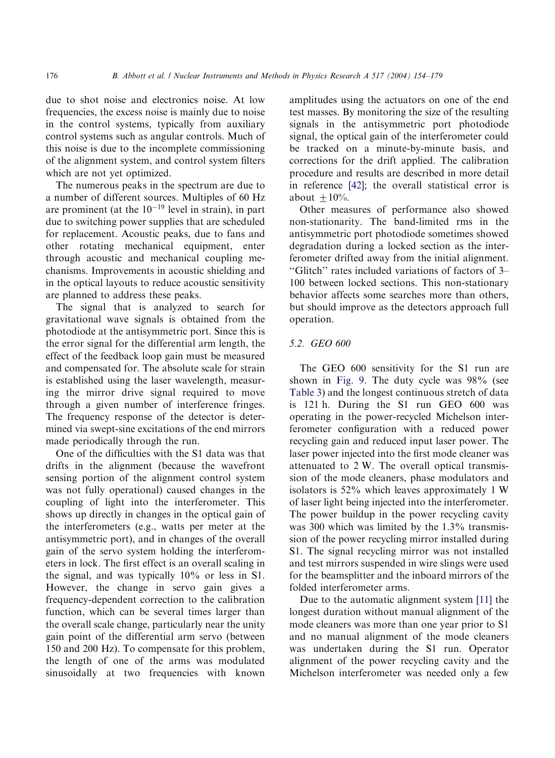due to shot noise and electronics noise. At low frequencies, the excess noise is mainly due to noise in the control systems, typically from auxiliary control systems such as angular controls. Much of this noise is due to the incomplete commissioning of the alignment system, and control system filters which are not yet optimized.

The numerous peaks in the spectrum are due to a number of different sources. Multiples of 60 Hz are prominent (at the $10^{-19}$ level in strain), in part due to switching power supplies that are scheduled for replacement. Acoustic peaks, due to fans and other rotating mechanical equipment, enter through acoustic and mechanical coupling mechanisms. Improvements in acoustic shielding and in the optical layouts to reduce acoustic sensitivity are planned to address these peaks.

The signal that is analyzed to search for gravitational wave signals is obtained from the photodiode at the antisymmetric port. Since this is the error signal for the differential arm length, the effect of the feedback loop gain must be measured and compensated for. The absolute scale for strain is established using the laser wavelength, measuring the mirror drive signal required to move through a given number of interference fringes. The frequency response of the detector is determined via swept-sine excitations of the end mirrors made periodically through the run.

One of the difficulties with the S1 data was that drifts in the alignment (because the wavefront sensing portion of the alignment control system was not fully operational) caused changes in the coupling of light into the interferometer. This shows up directly in changes in the optical gain of the interferometers (e.g., watts per meter at the antisymmetric port), and in changes of the overall gain of the servo system holding the interferometers in lock. The first effect is an overall scaling in the signal, and was typically 10% or less in S1. However, the change in servo gain gives a frequency-dependent correction to the calibration function, which can be several times larger than the overall scale change, particularly near the unity gain point of the differential arm servo (between 150 and 200 Hz). To compensate for this problem, the length of one of the arms was modulated sinusoidally at two frequencies with known amplitudes using the actuators on one of the end test masses. By monitoring the size of the resulting signals in the antisymmetric port photodiode signal, the optical gain of the interferometer could be tracked on a minute-by-minute basis, and corrections for the drift applied. The calibration procedure and results are described in more detail in reference [42]; the overall statistical error is about $\pm 10\%$.

Other measures of performance also showed non-stationarity. The band-limited rms in the antisymmetric port photodiode sometimes showed degradation during a locked section as the interferometer drifted away from the initial alignment. "Glitch" rates included variations of factors of 3–100 between locked sections. This non-stationary behavior affects some searches more than others, but should improve as the detectors approach full operation.

### 5.2. GEO 600

The GEO 600 sensitivity for the S1 run are shown in Fig. 9. The duty cycle was 98% (see Table 3) and the longest continuous stretch of data is 121 h. During the S1 run GEO 600 was operating in the power-recycled Michelson interferometer configuration with a reduced power recycling gain and reduced input laser power. The laser power injected into the first mode cleaner was attenuated to 2 W. The overall optical transmission of the mode cleaners, phase modulators and isolators is 52% which leaves approximately 1 W of laser light being injected into the interferometer. The power buildup in the power recycling cavity was 300 which was limited by the 1.3% transmission of the power recycling mirror installed during S1. The signal recycling mirror was not installed and test mirrors suspended in wire slings were used for the beamsplitter and the inboard mirrors of the folded interferometer arms.

Due to the automatic alignment system [11] the longest duration without manual alignment of the mode cleaners was more than one year prior to S1 and no manual alignment of the mode cleaners was undertaken during the S1 run. Operator alignment of the power recycling cavity and the Michelson interferometer was needed only a few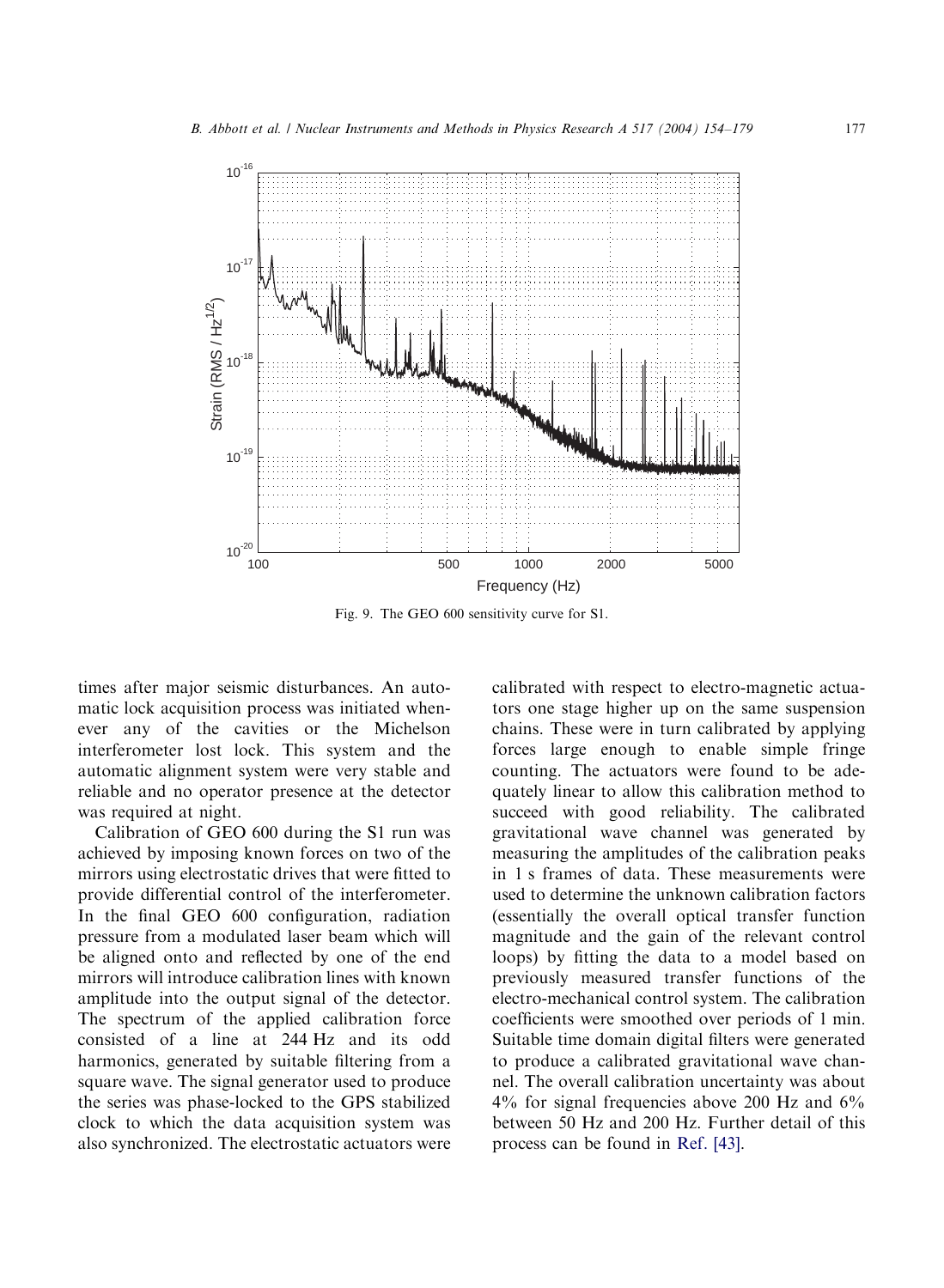Fig. 9. The GEO 600 sensitivity curve for S1.

times after major seismic disturbances. An automatic lock acquisition process was initiated whenever any of the cavities or the Michelson interferometer lost lock. This system and the automatic alignment system were very stable and reliable and no operator presence at the detector was required at night.

Calibration of GEO 600 during the S1 run was achieved by imposing known forces on two of the mirrors using electrostatic drives that were fitted to provide differential control of the interferometer. In the final GEO 600 configuration, radiation pressure from a modulated laser beam which will be aligned onto and reflected by one of the end mirrors will introduce calibration lines with known amplitude into the output signal of the detector. The spectrum of the applied calibration force consisted of a line at 244 Hz and its odd harmonics, generated by suitable filtering from a square wave. The signal generator used to produce the series was phase-locked to the GPS stabilized clock to which the data acquisition system was also synchronized. The electrostatic actuators were calibrated with respect to electro-magnetic actuators one stage higher up on the same suspension chains. These were in turn calibrated by applying forces large enough to enable simple fringe counting. The actuators were found to be adequately linear to allow this calibration method to succeed with good reliability. The calibrated gravitational wave channel was generated by measuring the amplitudes of the calibration peaks in 1 s frames of data. These measurements were used to determine the unknown calibration factors (essentially the overall optical transfer function magnitude and the gain of the relevant control loops) by fitting the data to a model based on previously measured transfer functions of the electro-mechanical control system. The calibration coefficients were smoothed over periods of 1 min. Suitable time domain digital filters were generated to produce a calibrated gravitational wave channel. The overall calibration uncertainty was about 4% for signal frequencies above 200 Hz and 6% between 50 Hz and 200 Hz. Further detail of this process can be found in Ref. [43].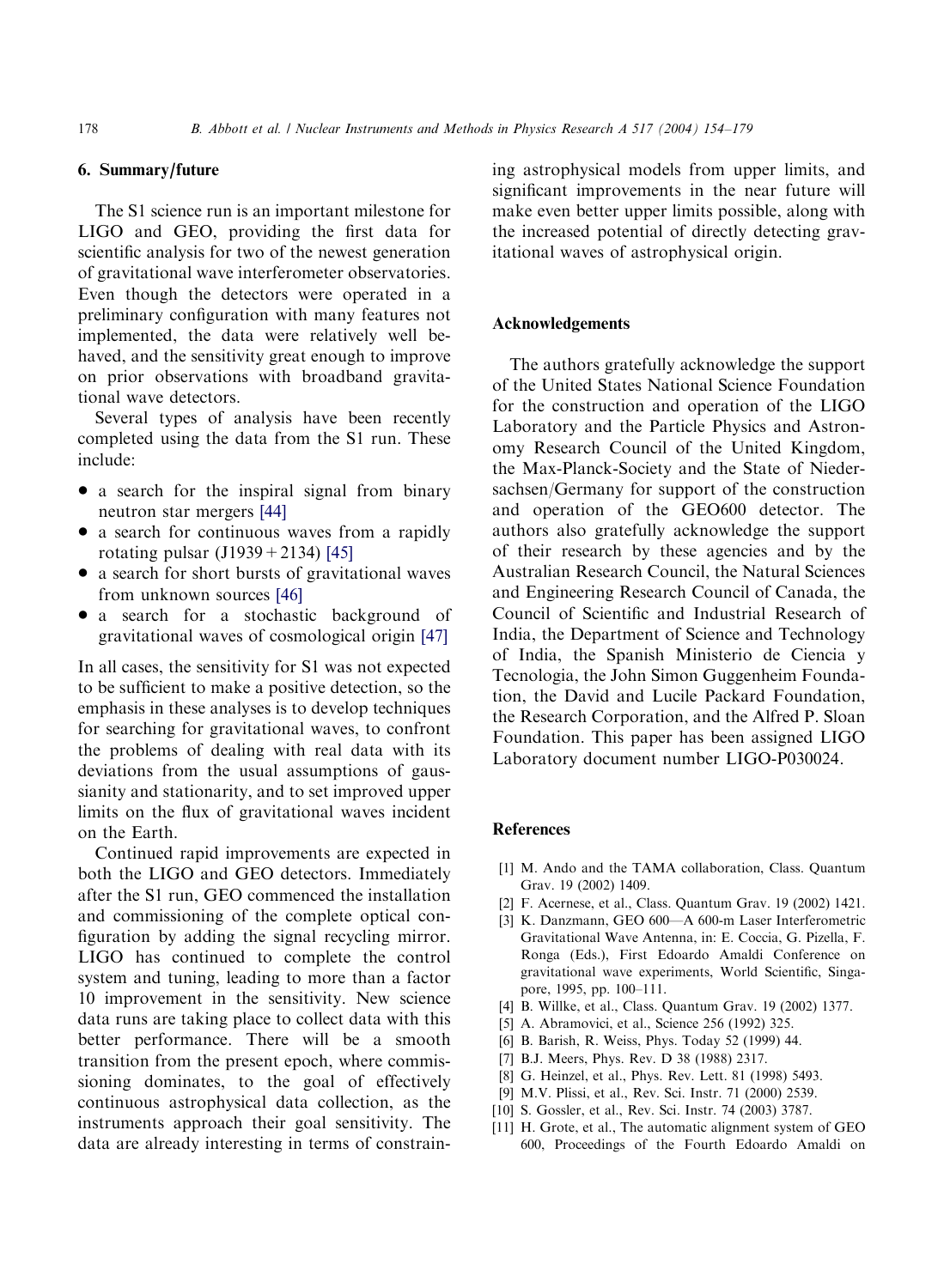## 6. Summary/future

The S1 science run is an important milestone for LIGO and GEO, providing the first data for scientific analysis for two of the newest generation of gravitational wave interferometer observatories. Even though the detectors were operated in a preliminary configuration with many features not implemented, the data were relatively well behaved, and the sensitivity great enough to improve on prior observations with broadband gravitational wave detectors.

Several types of analysis have been recently completed using the data from the S1 run. These include:

- a search for the inspiral signal from binary neutron star mergers [44]
- a search for continuous waves from a rapidly rotating pulsar (J1939 + 2134) [45]
- a search for short bursts of gravitational waves from unknown sources [46]
- a search for a stochastic background of gravitational waves of cosmological origin [47]

In all cases, the sensitivity for S1 was not expected to be sufficient to make a positive detection, so the emphasis in these analyses is to develop techniques for searching for gravitational waves, to confront the problems of dealing with real data with its deviations from the usual assumptions of gaussianity and stationarity, and to set improved upper limits on the flux of gravitational waves incident on the Earth.

Continued rapid improvements are expected in both the LIGO and GEO detectors. Immediately after the S1 run, GEO commenced the installation and commissioning of the complete optical configuration by adding the signal recycling mirror. LIGO has continued to complete the control system and tuning, leading to more than a factor 10 improvement in the sensitivity. New science data runs are taking place to collect data with this better performance. There will be a smooth transition from the present epoch, where commissioning dominates, to the goal of effectively continuous astrophysical data collection, as the instruments approach their goal sensitivity. The data are already interesting in terms of constraining astrophysical models from upper limits, and significant improvements in the near future will make even better upper limits possible, along with the increased potential of directly detecting gravitational waves of astrophysical origin.

## Acknowledgements

The authors gratefully acknowledge the support of the United States National Science Foundation for the construction and operation of the LIGO Laboratory and the Particle Physics and Astronomy Research Council of the United Kingdom, the Max-Planck-Society and the State of Niedersachsen/Germany for support of the construction and operation of the GEO600 detector. The authors also gratefully acknowledge the support of their research by these agencies and by the Australian Research Council, the Natural Sciences and Engineering Research Council of Canada, the Council of Scientific and Industrial Research of India, the Department of Science and Technology of India, the Spanish Ministerio de Ciencia y Tecnologia, the John Simon Guggenheim Foundation, the David and Lucile Packard Foundation, the Research Corporation, and the Alfred P. Sloan Foundation. This paper has been assigned LIGO Laboratory document number LIGO-P030024.

## References

[1] M. Ando and the TAMA collaboration, Class. Quantum Grav. 19 (2002) 1409.
[2] F. Acernese, et al., Class. Quantum Grav. 19 (2002) 1421.
[3] K. Danzmann, GEO 600—A 600-m Laser Interferometric Gravitational Wave Antenna, in: E. Coccia, G. Pizella, F. Ronga (Eds.), First Edoardo Amaldi Conference on gravitational wave experiments, World Scientific, Singapore, 1995, pp. 100–111.
[4] B. Willke, et al., Class. Quantum Grav. 19 (2002) 1377.
[5] A. Abramovici, et al., Science 256 (1992) 325.
[6] B. Barish, R. Weiss, Phys. Today 52 (1999) 44.
[7] B.J. Meers, Phys. Rev. D 38 (1988) 2317.
[8] G. Heinzel, et al., Phys. Rev. Lett. 81 (1998) 5493.
[9] M.V. Plissi, et al., Rev. Sci. Instr. 71 (2000) 2539.
[10] S. Gossler, et al., Rev. Sci. Instr. 74 (2003) 3787.
[11] H. Grote, et al., The automatic alignment system of GEO 600, Proceedings of the Fourth Edoardo Amaldi on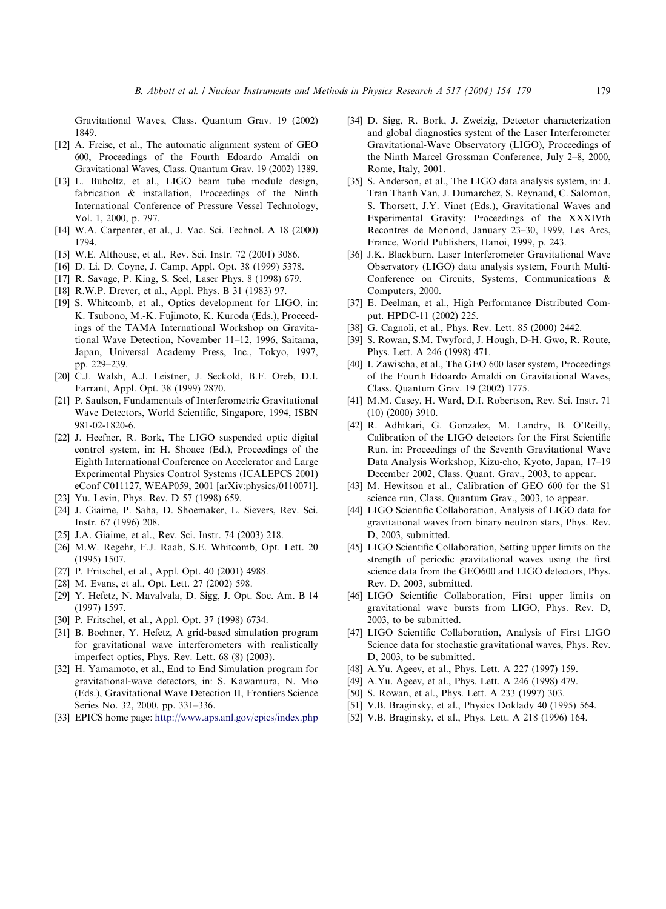Gravitational Waves, Class. Quantum Grav. 19 (2002) 1849.

[12] A. Freise, et al., The automatic alignment system of GEO 600, Proceedings of the Fourth Edoardo Amaldi on Gravitational Waves, Class. Quantum Grav. 19 (2002) 1389.

[13] L. Buboltz, et al., LIGO beam tube module design, fabrication & installation, Proceedings of the Ninth International Conference of Pressure Vessel Technology, Vol. 1, 2000, p. 797.

[14] W.A. Carpenter, et al., J. Vac. Sci. Technol. A 18 (2000) 1794.

[15] W.E. Althouse, et al., Rev. Sci. Instr. 72 (2001) 3086.

[16] D. Li, D. Coyne, J. Camp, Appl. Opt. 38 (1999) 5378.

[17] R. Savage, P. King, S. Seel, Laser Phys. 8 (1998) 679.

[18] R.W.P. Drever, et al., Appl. Phys. B 31 (1983) 97.

[19] S. Whitcomb, et al., Optics development for LIGO, in: K. Tsubono, M.-K. Fujimoto, K. Kuroda (Eds.), Proceedings of the TAMA International Workshop on Gravitational Wave Detection, November 11–12, 1996, Saitama, Japan, Universal Academy Press, Inc., Tokyo, 1997, pp. 229–239.

[20] C.J. Walsh, A.J. Leistner, J. Seckold, B.F. Oreb, D.I. Farrant, Appl. Opt. 38 (1999) 2870.

[21] P. Saulson, Fundamentals of Interferometric Gravitational Wave Detectors, World Scientific, Singapore, 1994, ISBN 981-02-1820-6.

[22] J. Heefner, R. Bork, The LIGO suspended optic digital control system, in: H. Shoaee (Ed.), Proceedings of the Eighth International Conference on Accelerator and Large Experimental Physics Control Systems (ICALEPCS 2001) eConf C011127, WEAP059, 2001 [arXiv:physics/0110071].

[23] Yu. Levin, Phys. Rev. D 57 (1998) 659.

[24] J. Giaime, P. Saha, D. Shoemaker, L. Sievers, Rev. Sci. Instr. 67 (1996) 208.

[25] J.A. Giaime, et al., Rev. Sci. Instr. 74 (2003) 218.

[26] M.W. Regehr, F.J. Raab, S.E. Whitcomb, Opt. Lett. 20 (1995) 1507.

[27] P. Fritschel, et al., Appl. Opt. 40 (2001) 4988.

[28] M. Evans, et al., Opt. Lett. 27 (2002) 598.

[29] Y. Hefetz, N. Mavalvala, D. Sigg, J. Opt. Soc. Am. B 14 (1997) 1597.

[30] P. Fritschel, et al., Appl. Opt. 37 (1998) 6734.

[31] B. Bochner, Y. Hefetz, A grid-based simulation program for gravitational wave interferometers with realistically imperfect optics, Phys. Rev. Lett. 68 (8) (2003).

[32] H. Yamamoto, et al., End to End Simulation program for gravitational-wave detectors, in: S. Kawamura, N. Mio (Eds.), Gravitational Wave Detection II, Frontiers Science Series No. 32, 2000, pp. 331–336.

[33] EPICS home page: http://www.aps.anl.gov/epics/index.php

[34] D. Sigg, R. Bork, J. Zweizig, Detector characterization and global diagnostics system of the Laser Interferometer Gravitational-Wave Observatory (LIGO), Proceedings of the Ninth Marcel Grossman Conference, July 2–8, 2000, Rome, Italy, 2001.

[35] S. Anderson, et al., The LIGO data analysis system, in: J. Tran Thanh Van, J. Dumarchez, S. Reynaud, C. Salomon, S. Thorsett, J.Y. Vinet (Eds.), Gravitational Waves and Experimental Gravity: Proceedings of the XXXIVth Recontres de Moriond, January 23–30, 1999, Les Arcs, France, World Publishers, Hanoi, 1999, p. 243.

[36] J.K. Blackburn, Laser Interferometer Gravitational Wave Observatory (LIGO) data analysis system, Fourth Multi-Conference on Circuits, Systems, Communications & Computers, 2000.

[37] E. Deelman, et al., High Performance Distributed Comput. HPDC-11 (2002) 225.

[38] G. Cagnoli, et al., Phys. Rev. Lett. 85 (2000) 2442.

[39] S. Rowan, S.M. Twyford, J. Hough, D-H. Gwo, R. Route, Phys. Lett. A 246 (1998) 471.

[40] I. Zawischa, et al., The GEO 600 laser system, Proceedings of the Fourth Edoardo Amaldi on Gravitational Waves, Class. Quantum Grav. 19 (2002) 1775.

[41] M.M. Casey, H. Ward, D.I. Robertson, Rev. Sci. Instr. 71 (10) (2000) 3910.

[42] R. Adhikari, G. Gonzalez, M. Landry, B. O'Reilly, Calibration of the LIGO detectors for the First Scientific Run, in: Proceedings of the Seventh Gravitational Wave Data Analysis Workshop, Kizu-cho, Kyoto, Japan, 17–19 December 2002, Class. Quant. Grav., 2003, to appear.

[43] M. Hewitson et al., Calibration of GEO 600 for the S1 science run, Class. Quantum Grav., 2003, to appear.

[44] LIGO Scientific Collaboration, Analysis of LIGO data for gravitational waves from binary neutron stars, Phys. Rev. D, 2003, submitted.

[45] LIGO Scientific Collaboration, Setting upper limits on the strength of periodic gravitational waves using the first science data from the GEO600 and LIGO detectors, Phys. Rev. D, 2003, submitted.

[46] LIGO Scientific Collaboration, First upper limits on gravitational wave bursts from LIGO, Phys. Rev. D, 2003, to be submitted.

[47] LIGO Scientific Collaboration, Analysis of First LIGO Science data for stochastic gravitational waves, Phys. Rev. D, 2003, to be submitted.

[48] A.Yu. Ageev, et al., Phys. Lett. A 227 (1997) 159.

[49] A.Yu. Ageev, et al., Phys. Lett. A 246 (1998) 479.

[50] S. Rowan, et al., Phys. Lett. A 233 (1997) 303.

[51] V.B. Braginsky, et al., Physics Doklady 40 (1995) 564.

[52] V.B. Braginsky, et al., Phys. Lett. A 218 (1996) 164.